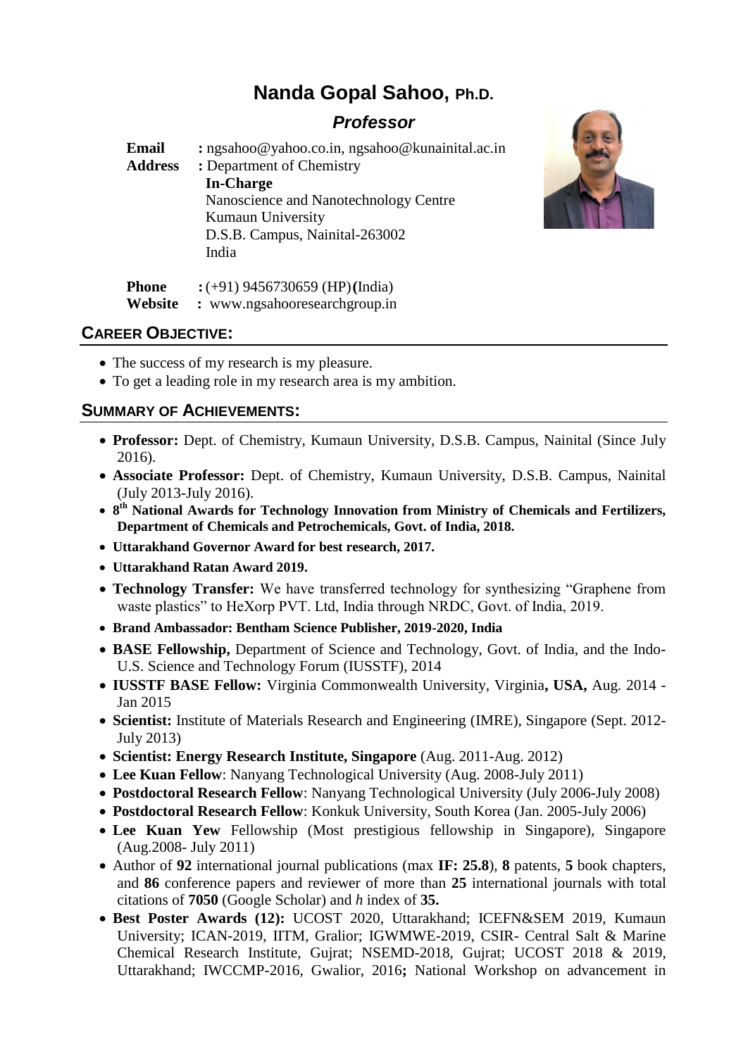# Nanda Gopal Sahoo, Ph.D.

## *Professor*

**Email** : ngsahoo@yahoo.co.in, ngsahoo@kunainital.ac.in
**Address** : Department of Chemistry
**In-Charge**
Nanoscience and Nanotechnology Centre
Kumaun University
D.S.B. Campus, Nainital-263002
India

**Phone** : (+91) 9456730659 (HP) **(**India)
**Website** : www.ngsahooresearchgroup.in

## CAREER OBJECTIVE:

- The success of my research is my pleasure.
- To get a leading role in my research area is my ambition.

## SUMMARY OF ACHIEVEMENTS:

- **Professor:** Dept. of Chemistry, Kumaun University, D.S.B. Campus, Nainital (Since July 2016).
- **Associate Professor:** Dept. of Chemistry, Kumaun University, D.S.B. Campus, Nainital (July 2013-July 2016).
- **8th National Awards for Technology Innovation from Ministry of Chemicals and Fertilizers, Department of Chemicals and Petrochemicals, Govt. of India, 2018.**
- **Uttarakhand Governor Award for best research, 2017.**
- **Uttarakhand Ratan Award 2019.**
- **Technology Transfer:** We have transferred technology for synthesizing "Graphene from waste plastics" to HeXorp PVT. Ltd, India through NRDC, Govt. of India, 2019.
- **Brand Ambassador: Bentham Science Publisher, 2019-2020, India**
- **BASE Fellowship,** Department of Science and Technology, Govt. of India, and the Indo-U.S. Science and Technology Forum (IUSSTF), 2014
- **IUSSTF BASE Fellow:** Virginia Commonwealth University, Virginia**, USA,** Aug. 2014 - Jan 2015
- **Scientist:** Institute of Materials Research and Engineering (IMRE), Singapore (Sept. 2012-July 2013)
- **Scientist: Energy Research Institute, Singapore** (Aug. 2011-Aug. 2012)
- **Lee Kuan Fellow**: Nanyang Technological University (Aug. 2008-July 2011)
- **Postdoctoral Research Fellow**: Nanyang Technological University (July 2006-July 2008)
- **Postdoctoral Research Fellow**: Konkuk University, South Korea (Jan. 2005-July 2006)
- **Lee Kuan Yew** Fellowship (Most prestigious fellowship in Singapore), Singapore (Aug.2008- July 2011)
- Author of **92** international journal publications (max **IF: 25.8**), **8** patents, **5** book chapters, and **86** conference papers and reviewer of more than **25** international journals with total citations of **7050** (Google Scholar) and *h* index of **35.**
- **Best Poster Awards (12):** UCOST 2020, Uttarakhand; ICEFN&SEM 2019, Kumaun University; ICAN-2019, IITM, Gralior; IGWMWE-2019, CSIR- Central Salt & Marine Chemical Research Institute, Gujrat; NSEMD-2018, Gujrat; UCOST 2018 & 2019, Uttarakhand; IWCCMP-2016, Gwalior, 2016**;** National Workshop on advancement in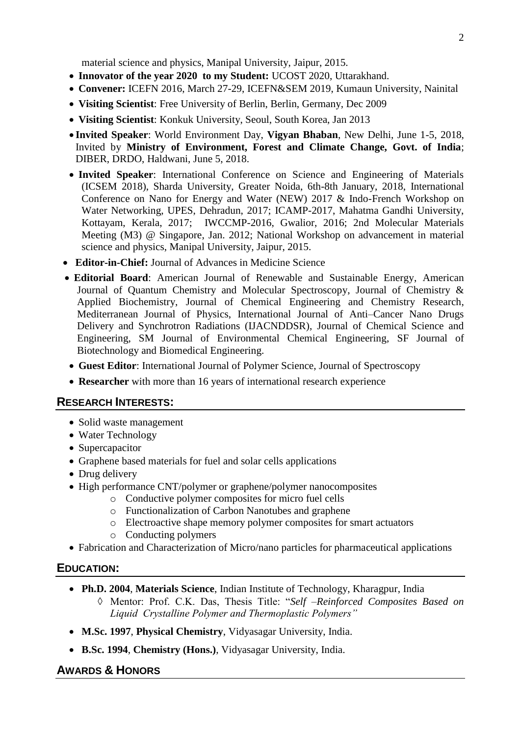material science and physics, Manipal University, Jaipur, 2015.

- **Innovator of the year 2020 to my Student:** UCOST 2020, Uttarakhand.
- **Convener:** ICEFN 2016, March 27-29, ICEFN&SEM 2019, Kumaun University, Nainital
- **Visiting Scientist**: Free University of Berlin, Berlin, Germany, Dec 2009
- **Visiting Scientist**: Konkuk University, Seoul, South Korea, Jan 2013
- **Invited Speaker**: World Environment Day, **Vigyan Bhaban**, New Delhi, June 1-5, 2018, Invited by **Ministry of Environment, Forest and Climate Change, Govt. of India**; DIBER, DRDO, Haldwani, June 5, 2018.
- **Invited Speaker**: International Conference on Science and Engineering of Materials (ICSEM 2018), Sharda University, Greater Noida, 6th-8th January, 2018, International Conference on Nano for Energy and Water (NEW) 2017 & Indo-French Workshop on Water Networking, UPES, Dehradun, 2017; ICAMP-2017, Mahatma Gandhi University, Kottayam, Kerala, 2017; IWCCMP-2016, Gwalior, 2016; 2nd Molecular Materials Meeting (M3) @ Singapore, Jan. 2012; National Workshop on advancement in material science and physics, Manipal University, Jaipur, 2015.
- **Editor-in-Chief:** Journal of Advances in Medicine Science
- **Editorial Board**: American Journal of Renewable and Sustainable Energy, American Journal of Quantum Chemistry and Molecular Spectroscopy, Journal of Chemistry & Applied Biochemistry, Journal of Chemical Engineering and Chemistry Research, Mediterranean Journal of Physics, International Journal of Anti–Cancer Nano Drugs Delivery and Synchrotron Radiations (IJACNDDSR), Journal of Chemical Science and Engineering, SM Journal of Environmental Chemical Engineering, SF Journal of Biotechnology and Biomedical Engineering.
- **Guest Editor**: International Journal of Polymer Science, Journal of Spectroscopy
- **Researcher** with more than 16 years of international research experience

## RESEARCH INTERESTS:

- Solid waste management
- Water Technology
- Supercapacitor
- Graphene based materials for fuel and solar cells applications
- Drug delivery
- High performance CNT/polymer or graphene/polymer nanocomposites
  - Conductive polymer composites for micro fuel cells
  - Functionalization of Carbon Nanotubes and graphene
  - Electroactive shape memory polymer composites for smart actuators
  - Conducting polymers
- Fabrication and Characterization of Micro/nano particles for pharmaceutical applications

## EDUCATION:

- **Ph.D. 2004**, **Materials Science**, Indian Institute of Technology, Kharagpur, India
  - ◊ Mentor: Prof. C.K. Das, Thesis Title: "*Self –Reinforced Composites Based on Liquid Crystalline Polymer and Thermoplastic Polymers"*
- **M.Sc. 1997**, **Physical Chemistry**, Vidyasagar University, India.
- **B.Sc. 1994**, **Chemistry (Hons.)**, Vidyasagar University, India.

## AWARDS & HONORS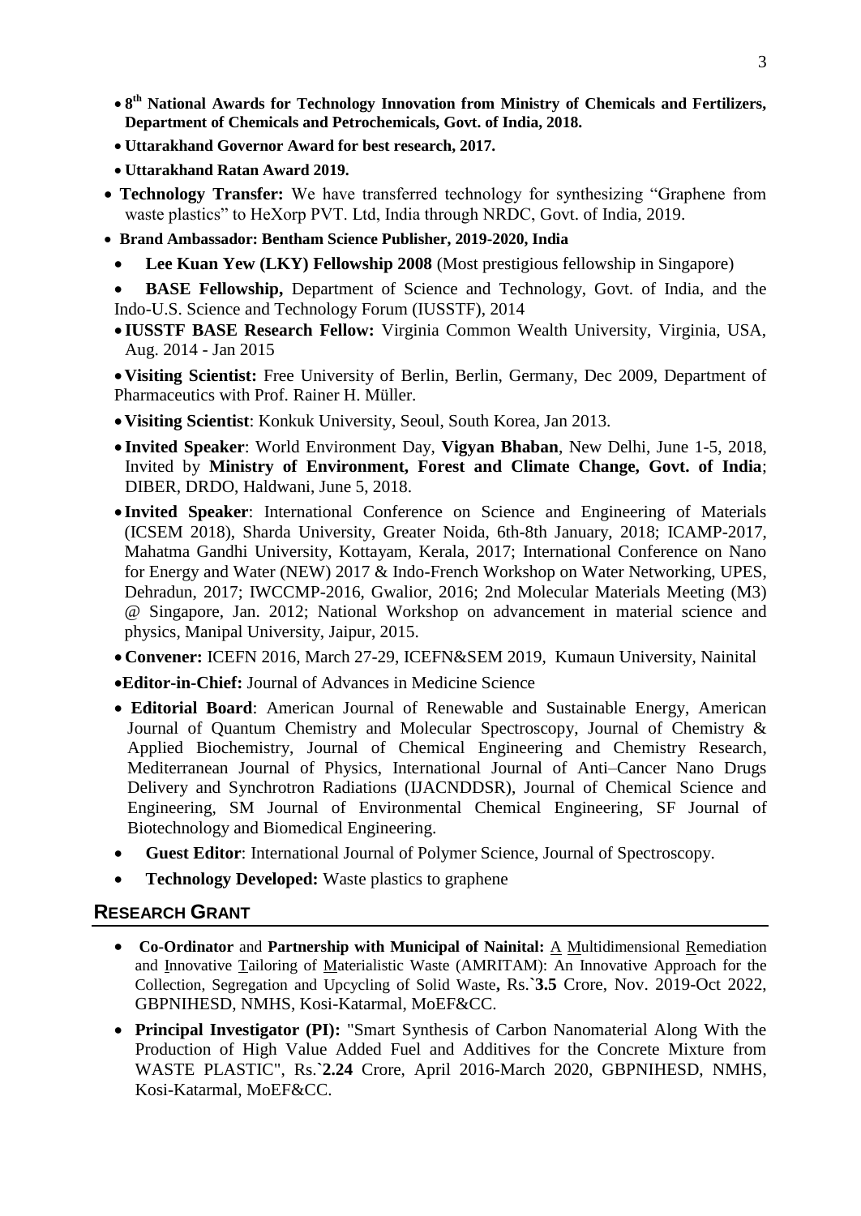- **8th National Awards for Technology Innovation from Ministry of Chemicals and Fertilizers, Department of Chemicals and Petrochemicals, Govt. of India, 2018.**
- **Uttarakhand Governor Award for best research, 2017.**
- **Uttarakhand Ratan Award 2019.**
- **Technology Transfer:** We have transferred technology for synthesizing "Graphene from waste plastics" to HeXorp PVT. Ltd, India through NRDC, Govt. of India, 2019.
- **Brand Ambassador: Bentham Science Publisher, 2019-2020, India**
- **Lee Kuan Yew (LKY) Fellowship 2008** (Most prestigious fellowship in Singapore)
- **BASE Fellowship,** Department of Science and Technology, Govt. of India, and the Indo-U.S. Science and Technology Forum (IUSSTF), 2014
- **IUSSTF BASE Research Fellow:** Virginia Common Wealth University, Virginia, USA, Aug. 2014 - Jan 2015
- **Visiting Scientist:** Free University of Berlin, Berlin, Germany, Dec 2009, Department of Pharmaceutics with Prof. Rainer H. Müller.
- **Visiting Scientist**: Konkuk University, Seoul, South Korea, Jan 2013.
- **Invited Speaker**: World Environment Day, **Vigyan Bhaban**, New Delhi, June 1-5, 2018, Invited by **Ministry of Environment, Forest and Climate Change, Govt. of India**; DIBER, DRDO, Haldwani, June 5, 2018.
- **Invited Speaker**: International Conference on Science and Engineering of Materials (ICSEM 2018), Sharda University, Greater Noida, 6th-8th January, 2018; ICAMP-2017, Mahatma Gandhi University, Kottayam, Kerala, 2017; International Conference on Nano for Energy and Water (NEW) 2017 & Indo-French Workshop on Water Networking, UPES, Dehradun, 2017; IWCCMP-2016, Gwalior, 2016; 2nd Molecular Materials Meeting (M3) @ Singapore, Jan. 2012; National Workshop on advancement in material science and physics, Manipal University, Jaipur, 2015.
- **Convener:** ICEFN 2016, March 27-29, ICEFN&SEM 2019, Kumaun University, Nainital
- **Editor-in-Chief:** Journal of Advances in Medicine Science
- **Editorial Board**: American Journal of Renewable and Sustainable Energy, American Journal of Quantum Chemistry and Molecular Spectroscopy, Journal of Chemistry & Applied Biochemistry, Journal of Chemical Engineering and Chemistry Research, Mediterranean Journal of Physics, International Journal of Anti–Cancer Nano Drugs Delivery and Synchrotron Radiations (IJACNDDSR), Journal of Chemical Science and Engineering, SM Journal of Environmental Chemical Engineering, SF Journal of Biotechnology and Biomedical Engineering.
- **Guest Editor**: International Journal of Polymer Science, Journal of Spectroscopy.
- **Technology Developed:** Waste plastics to graphene

## RESEARCH GRANT

- **Co-Ordinator** and **Partnership with Municipal of Nainital:** A Multidimensional Remediation and Innovative Tailoring of Materialistic Waste (AMRITAM): An Innovative Approach for the Collection, Segregation and Upcycling of Solid Waste**,** Rs.`**3.5** Crore, Nov. 2019-Oct 2022, GBPNIHESD, NMHS, Kosi-Katarmal, MoEF&CC.
- **Principal Investigator (PI):** "Smart Synthesis of Carbon Nanomaterial Along With the Production of High Value Added Fuel and Additives for the Concrete Mixture from WASTE PLASTIC", Rs.`**2.24** Crore, April 2016-March 2020, GBPNIHESD, NMHS, Kosi-Katarmal, MoEF&CC.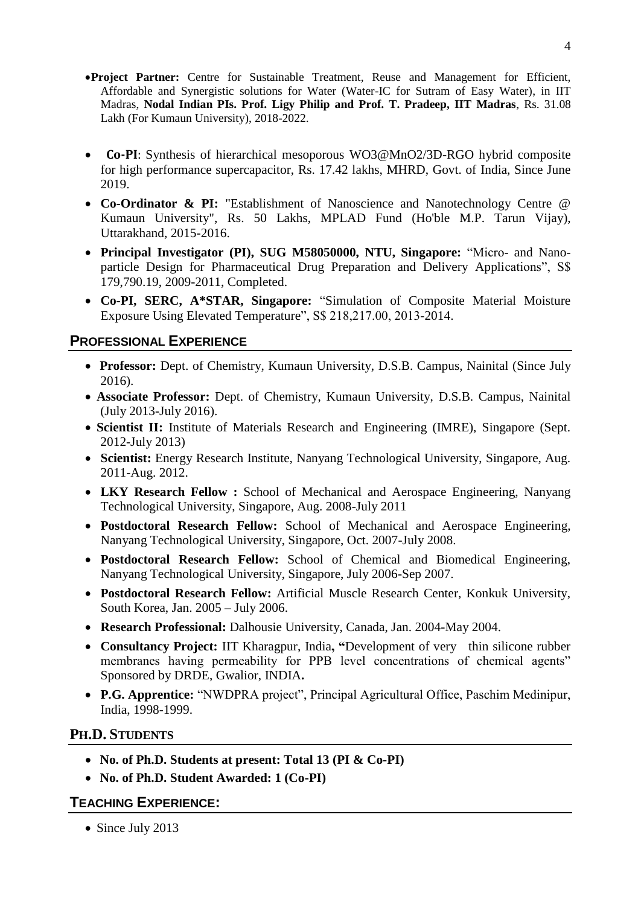- **Project Partner:** Centre for Sustainable Treatment, Reuse and Management for Efficient, Affordable and Synergistic solutions for Water (Water-IC for Sutram of Easy Water), in IIT Madras, **Nodal Indian PIs. Prof. Ligy Philip and Prof. T. Pradeep, IIT Madras**, Rs. 31.08 Lakh (For Kumaun University), 2018-2022.

- **Co-PI**: Synthesis of hierarchical mesoporous $WO_3$@$MnO_2$/3D-RGO hybrid composite for high performance supercapacitor, Rs. 17.42 lakhs, MHRD, Govt. of India, Since June 2019.
- **Co-Ordinator & PI:** "Establishment of Nanoscience and Nanotechnology Centre @ Kumaun University", Rs. 50 Lakhs, MPLAD Fund (Ho'ble M.P. Tarun Vijay), Uttarakhand, 2015-2016.
- **Principal Investigator (PI), SUG M58050000, NTU, Singapore:** "Micro- and Nano-particle Design for Pharmaceutical Drug Preparation and Delivery Applications", S$ 179,790.19, 2009-2011, Completed.
- **Co-PI, SERC, A*STAR, Singapore:** "Simulation of Composite Material Moisture Exposure Using Elevated Temperature", S$ 218,217.00, 2013-2014.

## PROFESSIONAL EXPERIENCE

- **Professor:** Dept. of Chemistry, Kumaun University, D.S.B. Campus, Nainital (Since July 2016).
- **Associate Professor:** Dept. of Chemistry, Kumaun University, D.S.B. Campus, Nainital (July 2013-July 2016).
- **Scientist II:** Institute of Materials Research and Engineering (IMRE), Singapore (Sept. 2012-July 2013)
- **Scientist:** Energy Research Institute, Nanyang Technological University, Singapore, Aug. 2011-Aug. 2012.
- **LKY Research Fellow :** School of Mechanical and Aerospace Engineering, Nanyang Technological University, Singapore, Aug. 2008-July 2011
- **Postdoctoral Research Fellow:** School of Mechanical and Aerospace Engineering, Nanyang Technological University, Singapore, Oct. 2007-July 2008.
- **Postdoctoral Research Fellow:** School of Chemical and Biomedical Engineering, Nanyang Technological University, Singapore, July 2006-Sep 2007.
- **Postdoctoral Research Fellow:** Artificial Muscle Research Center, Konkuk University, South Korea, Jan. 2005 – July 2006.
- **Research Professional:** Dalhousie University, Canada, Jan. 2004-May 2004.
- **Consultancy Project:** IIT Kharagpur, India**, "**Development of very thin silicone rubber membranes having permeability for PPB level concentrations of chemical agents" Sponsored by DRDE, Gwalior, INDIA**.**
- **P.G. Apprentice:** "NWDPRA project", Principal Agricultural Office, Paschim Medinipur, India, 1998-1999.

## PH.D. STUDENTS

- **No. of Ph.D. Students at present: Total 13 (PI & Co-PI)**
- **No. of Ph.D. Student Awarded: 1 (Co-PI)**

## TEACHING EXPERIENCE:

- Since July 2013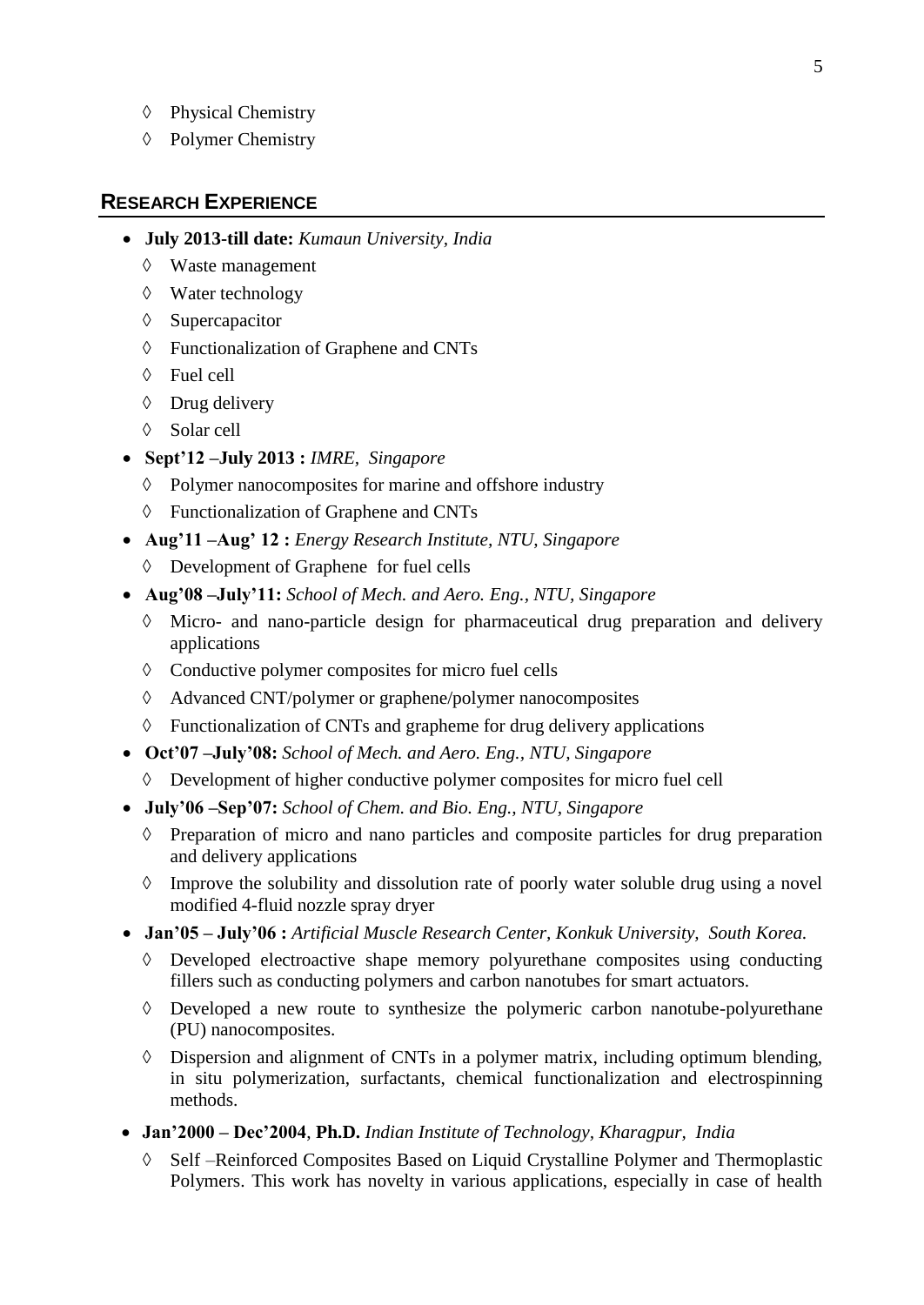- ◊ Physical Chemistry
- ◊ Polymer Chemistry

## RESEARCH EXPERIENCE

- **July 2013-till date:** *Kumaun University, India*
  - ◊ Waste management
  - ◊ Water technology
  - ◊ Supercapacitor
  - ◊ Functionalization of Graphene and CNTs
  - ◊ Fuel cell
  - ◊ Drug delivery
  - ◊ Solar cell
- **Sept'12 –July 2013 :** *IMRE, Singapore*
  - ◊ Polymer nanocomposites for marine and offshore industry
  - ◊ Functionalization of Graphene and CNTs
- **Aug'11 –Aug' 12 :** *Energy Research Institute, NTU, Singapore*
  - ◊ Development of Graphene for fuel cells
- **Aug'08 –July'11:** *School of Mech. and Aero. Eng., NTU, Singapore*
  - ◊ Micro- and nano-particle design for pharmaceutical drug preparation and delivery applications
  - ◊ Conductive polymer composites for micro fuel cells
  - ◊ Advanced CNT/polymer or graphene/polymer nanocomposites
  - ◊ Functionalization of CNTs and grapheme for drug delivery applications
- **Oct'07 –July'08:** *School of Mech. and Aero. Eng., NTU, Singapore*
  - ◊ Development of higher conductive polymer composites for micro fuel cell
- **July'06 –Sep'07:** *School of Chem. and Bio. Eng., NTU, Singapore*
  - ◊ Preparation of micro and nano particles and composite particles for drug preparation and delivery applications
  - ◊ Improve the solubility and dissolution rate of poorly water soluble drug using a novel modified 4-fluid nozzle spray dryer
- **Jan'05 – July'06 :** *Artificial Muscle Research Center, Konkuk University, South Korea.*
  - ◊ Developed electroactive shape memory polyurethane composites using conducting fillers such as conducting polymers and carbon nanotubes for smart actuators.
  - ◊ Developed a new route to synthesize the polymeric carbon nanotube-polyurethane (PU) nanocomposites.
  - ◊ Dispersion and alignment of CNTs in a polymer matrix, including optimum blending, in situ polymerization, surfactants, chemical functionalization and electrospinning methods.
- **Jan'2000 – Dec'2004**, **Ph.D.** *Indian Institute of Technology, Kharagpur, India*
  - ◊ Self –Reinforced Composites Based on Liquid Crystalline Polymer and Thermoplastic Polymers. This work has novelty in various applications, especially in case of health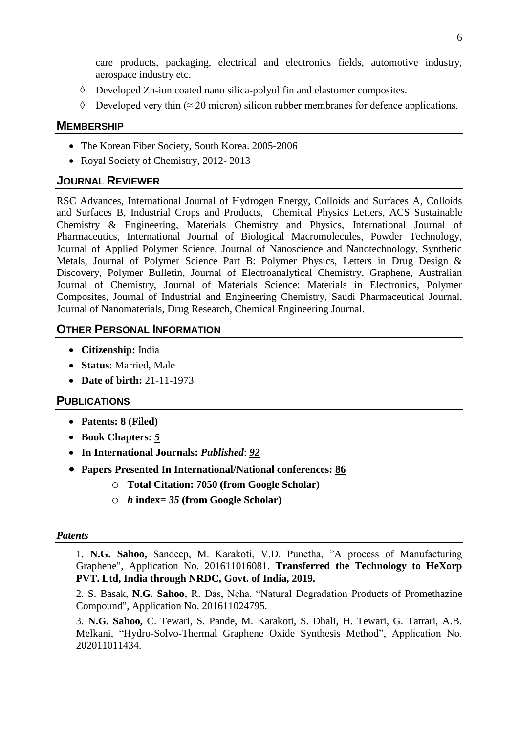care products, packaging, electrical and electronics fields, automotive industry, aerospace industry etc.

- ◊ Developed Zn-ion coated nano silica-polyolifin and elastomer composites.
- ◊ Developed very thin (≈ 20 micron) silicon rubber membranes for defence applications.

## MEMBERSHIP

- The Korean Fiber Society, South Korea. 2005-2006
- Royal Society of Chemistry, 2012- 2013

## JOURNAL REVIEWER

RSC Advances, International Journal of Hydrogen Energy, Colloids and Surfaces A, Colloids and Surfaces B, Industrial Crops and Products, Chemical Physics Letters, ACS Sustainable Chemistry & Engineering, Materials Chemistry and Physics, International Journal of Pharmaceutics, International Journal of Biological Macromolecules, Powder Technology, Journal of Applied Polymer Science, Journal of Nanoscience and Nanotechnology, Synthetic Metals, Journal of Polymer Science Part B: Polymer Physics, Letters in Drug Design & Discovery, Polymer Bulletin, Journal of Electroanalytical Chemistry, Graphene, Australian Journal of Chemistry, Journal of Materials Science: Materials in Electronics, Polymer Composites, Journal of Industrial and Engineering Chemistry, Saudi Pharmaceutical Journal, Journal of Nanomaterials, Drug Research, Chemical Engineering Journal.

## OTHER PERSONAL INFORMATION

- **Citizenship:** India
- **Status**: Married, Male
- **Date of birth:** 21-11-1973

## PUBLICATIONS

- **Patents: 8 (Filed)**
- **Book Chapters: *5***
- **In International Journals: *Published*: *92***
- **Papers Presented In International/National conferences: 86**
  - **Total Citation: 7050 (from Google Scholar)**
  - ***h* index= *35* (from Google Scholar)**

### *Patents*

1. **N.G. Sahoo,** Sandeep, M. Karakoti, V.D. Punetha, "A process of Manufacturing Graphene", Application No. 201611016081. **Transferred the Technology to HeXorp PVT. Ltd, India through NRDC, Govt. of India, 2019.**

2. S. Basak, **N.G. Sahoo**, R. Das, Neha. "Natural Degradation Products of Promethazine Compound", Application No. 201611024795.

3. **N.G. Sahoo,** C. Tewari, S. Pande, M. Karakoti, S. Dhali, H. Tewari, G. Tatrari, A.B. Melkani, "Hydro-Solvo-Thermal Graphene Oxide Synthesis Method", Application No. 202011011434.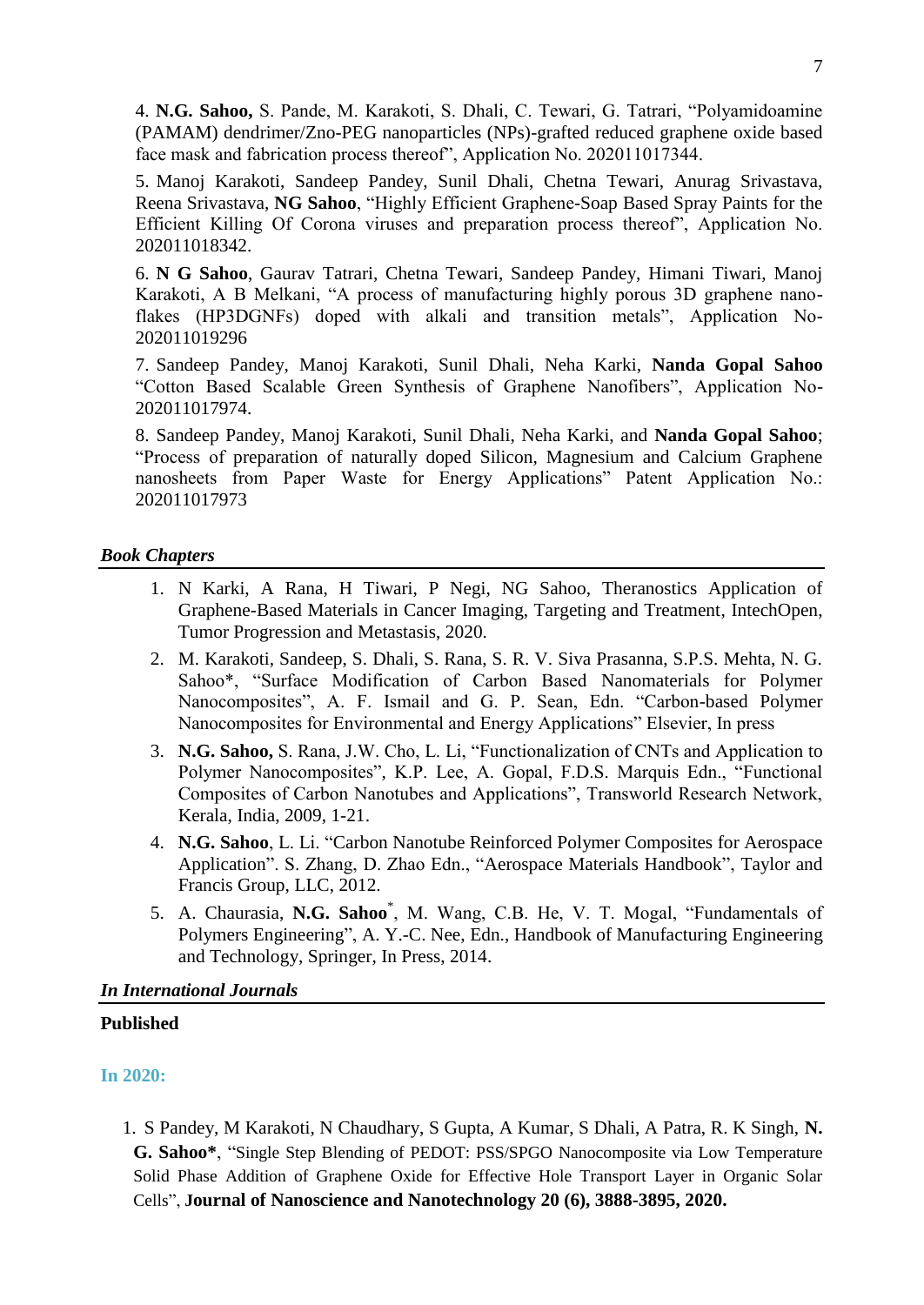4. **N.G. Sahoo,** S. Pande, M. Karakoti, S. Dhali, C. Tewari, G. Tatrari, "Polyamidoamine (PAMAM) dendrimer/Zno-PEG nanoparticles (NPs)-grafted reduced graphene oxide based face mask and fabrication process thereof", Application No. 202011017344.

5. Manoj Karakoti, Sandeep Pandey, Sunil Dhali, Chetna Tewari, Anurag Srivastava, Reena Srivastava, **NG Sahoo**, "Highly Efficient Graphene-Soap Based Spray Paints for the Efficient Killing Of Corona viruses and preparation process thereof", Application No. 202011018342.

6. **N G Sahoo**, Gaurav Tatrari, Chetna Tewari, Sandeep Pandey, Himani Tiwari, Manoj Karakoti, A B Melkani, "A process of manufacturing highly porous 3D graphene nano-flakes (HP3DGNFs) doped with alkali and transition metals", Application No-202011019296

7. Sandeep Pandey, Manoj Karakoti, Sunil Dhali, Neha Karki, **Nanda Gopal Sahoo** "Cotton Based Scalable Green Synthesis of Graphene Nanofibers", Application No-202011017974.

8. Sandeep Pandey, Manoj Karakoti, Sunil Dhali, Neha Karki, and **Nanda Gopal Sahoo**; "Process of preparation of naturally doped Silicon, Magnesium and Calcium Graphene nanosheets from Paper Waste for Energy Applications" Patent Application No.: 202011017973

## ***Book Chapters***

1. N Karki, A Rana, H Tiwari, P Negi, NG Sahoo, Theranostics Application of Graphene-Based Materials in Cancer Imaging, Targeting and Treatment, IntechOpen, Tumor Progression and Metastasis, 2020.
2. M. Karakoti, Sandeep, S. Dhali, S. Rana, S. R. V. Siva Prasanna, S.P.S. Mehta, N. G. Sahoo*, "Surface Modification of Carbon Based Nanomaterials for Polymer Nanocomposites", A. F. Ismail and G. P. Sean, Edn. "Carbon-based Polymer Nanocomposites for Environmental and Energy Applications" Elsevier, In press
3. **N.G. Sahoo,** S. Rana, J.W. Cho, L. Li, "Functionalization of CNTs and Application to Polymer Nanocomposites", K.P. Lee, A. Gopal, F.D.S. Marquis Edn., "Functional Composites of Carbon Nanotubes and Applications", Transworld Research Network, Kerala, India, 2009, 1-21.
4. **N.G. Sahoo**, L. Li. "Carbon Nanotube Reinforced Polymer Composites for Aerospace Application". S. Zhang, D. Zhao Edn., "Aerospace Materials Handbook", Taylor and Francis Group, LLC, 2012.
5. A. Chaurasia, **N.G. Sahoo**[*], M. Wang, C.B. He, V. T. Mogal, "Fundamentals of Polymers Engineering", A. Y.-C. Nee, Edn., Handbook of Manufacturing Engineering and Technology, Springer, In Press, 2014.

## ***In International Journals***

### **Published**

#### **In 2020:**

1. S Pandey, M Karakoti, N Chaudhary, S Gupta, A Kumar, S Dhali, A Patra, R. K Singh, **N. G. Sahoo***, "Single Step Blending of PEDOT: PSS/SPGO Nanocomposite via Low Temperature Solid Phase Addition of Graphene Oxide for Effective Hole Transport Layer in Organic Solar Cells", **Journal of Nanoscience and Nanotechnology 20 (6), 3888-3895, 2020.**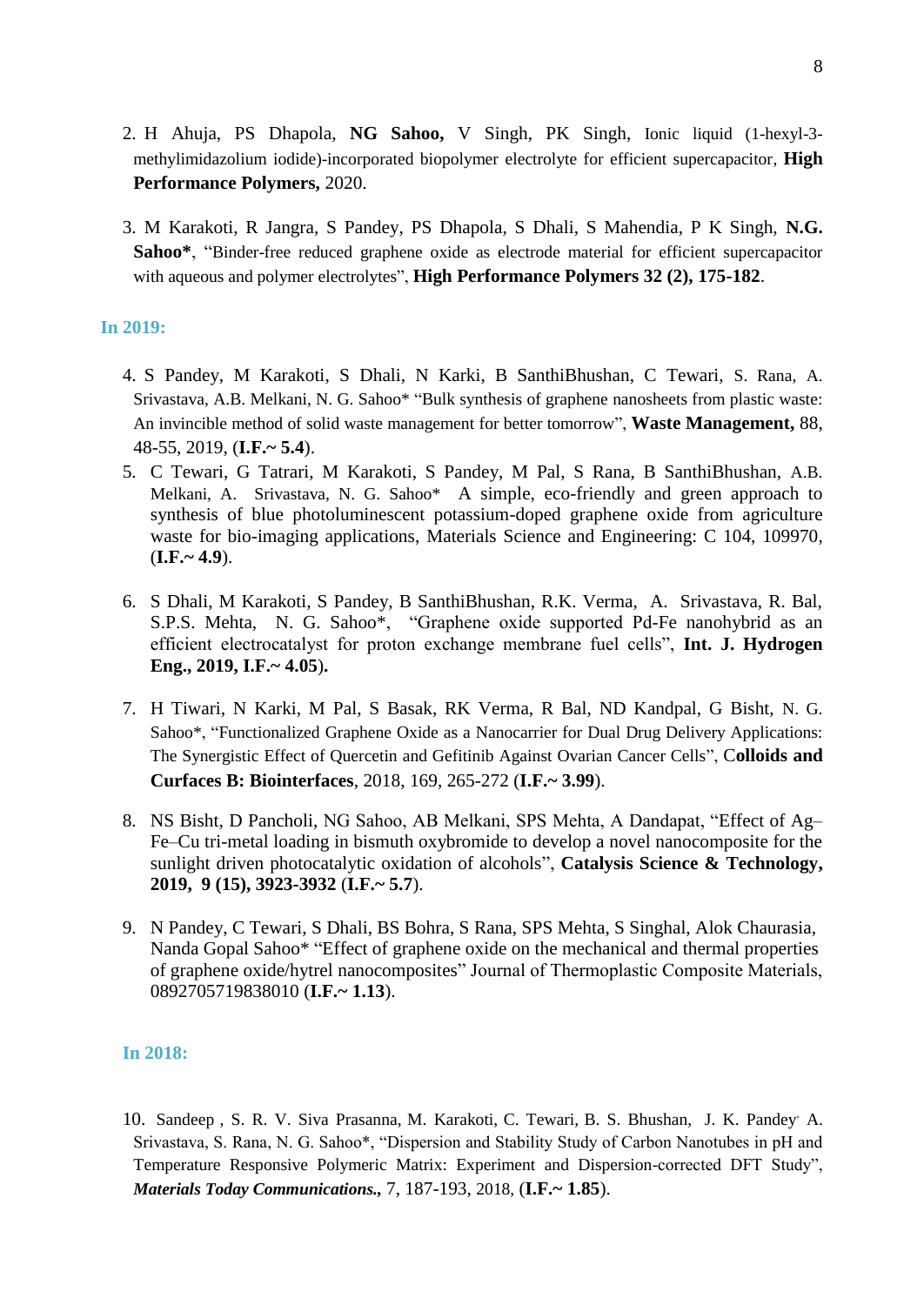2. H Ahuja, PS Dhapola, **NG Sahoo,** V Singh, PK Singh, Ionic liquid (1-hexyl-3-methylimidazolium iodide)-incorporated biopolymer electrolyte for efficient supercapacitor, **High Performance Polymers,** 2020.

3. M Karakoti, R Jangra, S Pandey, PS Dhapola, S Dhali, S Mahendia, P K Singh, **N.G. Sahoo\***, "Binder-free reduced graphene oxide as electrode material for efficient supercapacitor with aqueous and polymer electrolytes", **High Performance Polymers 32 (2), 175-182**.

**In 2019:**

4. S Pandey, M Karakoti, S Dhali, N Karki, B SanthiBhushan, C Tewari, S. Rana, A. Srivastava, A.B. Melkani, N. G. Sahoo* "Bulk synthesis of graphene nanosheets from plastic waste: An invincible method of solid waste management for better tomorrow", **Waste Management,** 88, 48-55, 2019, (**I.F.~ 5.4**).
5. C Tewari, G Tatrari, M Karakoti, S Pandey, M Pal, S Rana, B SanthiBhushan, A.B. Melkani, A. Srivastava, N. G. Sahoo* A simple, eco-friendly and green approach to synthesis of blue photoluminescent potassium-doped graphene oxide from agriculture waste for bio-imaging applications, Materials Science and Engineering: C 104, 109970, (**I.F.~ 4.9**).

6. S Dhali, M Karakoti, S Pandey, B SanthiBhushan, R.K. Verma, A. Srivastava, R. Bal, S.P.S. Mehta, N. G. Sahoo*, "Graphene oxide supported Pd-Fe nanohybrid as an efficient electrocatalyst for proton exchange membrane fuel cells", **Int. J. Hydrogen Eng., 2019, I.F.~ 4.05).**

7. H Tiwari, N Karki, M Pal, S Basak, RK Verma, R Bal, ND Kandpal, G Bisht, N. G. Sahoo*, "Functionalized Graphene Oxide as a Nanocarrier for Dual Drug Delivery Applications: The Synergistic Effect of Quercetin and Gefitinib Against Ovarian Cancer Cells", C**olloids and Curfaces B: Biointerfaces**, 2018, 169, 265-272 (**I.F.~ 3.99**).

8. NS Bisht, D Pancholi, NG Sahoo, AB Melkani, SPS Mehta, A Dandapat, "Effect of Ag–Fe–Cu tri-metal loading in bismuth oxybromide to develop a novel nanocomposite for the sunlight driven photocatalytic oxidation of alcohols", **Catalysis Science & Technology, 2019, 9 (15), 3923-3932** (**I.F.~ 5.7**).

9. N Pandey, C Tewari, S Dhali, BS Bohra, S Rana, SPS Mehta, S Singhal, Alok Chaurasia, Nanda Gopal Sahoo* "Effect of graphene oxide on the mechanical and thermal properties of graphene oxide/hytrel nanocomposites" Journal of Thermoplastic Composite Materials, 0892705719838010 (**I.F.~ 1.13**).

**In 2018:**

10. Sandeep , S. R. V. Siva Prasanna, M. Karakoti, C. Tewari, B. S. Bhushan, J. K. Pandey, A. Srivastava, S. Rana, N. G. Sahoo*, "Dispersion and Stability Study of Carbon Nanotubes in pH and Temperature Responsive Polymeric Matrix: Experiment and Dispersion-corrected DFT Study", ***Materials Today Communications.,*** 7, 187-193, 2018, (**I.F.~ 1.85**).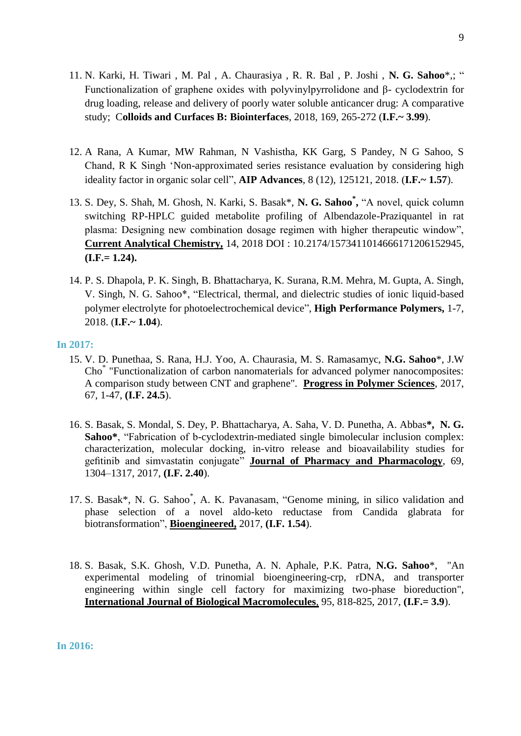11. N. Karki, H. Tiwari , M. Pal , A. Chaurasiya , R. R. Bal , P. Joshi , **N. G. Sahoo***,; " Functionalization of graphene oxides with polyvinylpyrrolidone and β- cyclodextrin for drug loading, release and delivery of poorly water soluble anticancer drug: A comparative study; C**olloids and Curfaces B: Biointerfaces**, 2018, 169, 265-272 (**I.F.~ 3.99**).

12. A Rana, A Kumar, MW Rahman, N Vashistha, KK Garg, S Pandey, N G Sahoo, S Chand, R K Singh 'Non-approximated series resistance evaluation by considering high ideality factor in organic solar cell", **AIP Advances**, 8 (12), 125121, 2018. (**I.F.~ 1.57**).

13. S. Dey, S. Shah, M. Ghosh, N. Karki, S. Basak*, **N. G. Sahoo*,** "A novel, quick column switching RP-HPLC guided metabolite profiling of Albendazole-Praziquantel in rat plasma: Designing new combination dosage regimen with higher therapeutic window", **Current Analytical Chemistry,** 14, 2018 DOI : 10.2174/1573411014666171206152945, **(I.F.= 1.24).**

14. P. S. Dhapola, P. K. Singh, B. Bhattacharya, K. Surana, R.M. Mehra, M. Gupta, A. Singh, V. Singh, N. G. Sahoo*, "Electrical, thermal, and dielectric studies of ionic liquid-based polymer electrolyte for photoelectrochemical device", **High Performance Polymers,** 1-7, 2018. (**I.F.~ 1.04**).

### In 2017:

15. V. D. Punethaa, S. Rana, H.J. Yoo, A. Chaurasia, M. S. Ramasamyc, **N.G. Sahoo***, J.W Cho* "Functionalization of carbon nanomaterials for advanced polymer nanocomposites: A comparison study between CNT and graphene". **Progress in Polymer Sciences**, 2017, 67, 1-47, **(I.F. 24.5)**.

16. S. Basak, S. Mondal, S. Dey, P. Bhattacharya, A. Saha, V. D. Punetha, A. Abbas**\*, N. G. Sahoo\***, "Fabrication of b-cyclodextrin-mediated single bimolecular inclusion complex: characterization, molecular docking, in-vitro release and bioavailability studies for gefitinib and simvastatin conjugate" **Journal of Pharmacy and Pharmacology**, 69, 1304–1317, 2017, **(I.F. 2.40**).

17. S. Basak*, N. G. Sahoo*, A. K. Pavanasam, "Genome mining, in silico validation and phase selection of a novel aldo-keto reductase from Candida glabrata for biotransformation", **Bioengineered,** 2017, **(I.F. 1.54**).

18. S. Basak, S.K. Ghosh, V.D. Punetha, A. N. Aphale, P.K. Patra, **N.G. Sahoo***, "An experimental modeling of trinomial bioengineering-crp, rDNA, and transporter engineering within single cell factory for maximizing two-phase bioreduction", **International Journal of Biological Macromolecules,** 95, 818-825, 2017, **(I.F.= 3.9**).

### In 2016: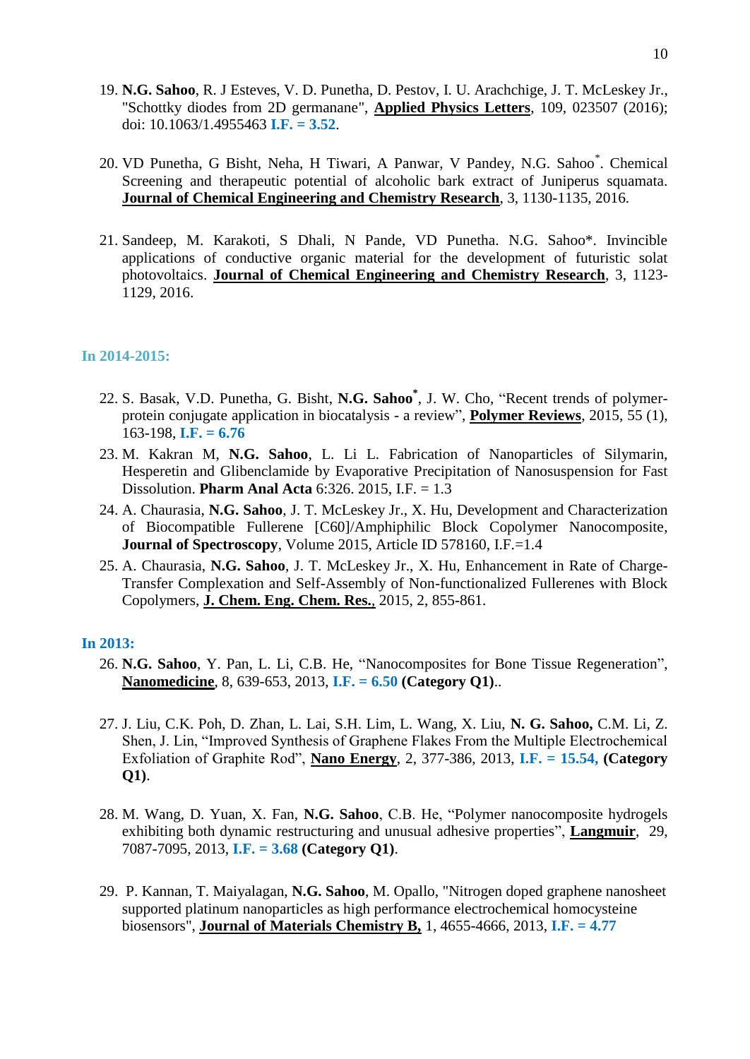19. **N.G. Sahoo**, R. J Esteves, V. D. Punetha, D. Pestov, I. U. Arachchige, J. T. McLeskey Jr., "Schottky diodes from 2D germanane", **Applied Physics Letters**, 109, 023507 (2016); doi: 10.1063/1.4955463 **I.F. = 3.52**.

20. VD Punetha, G Bisht, Neha, H Tiwari, A Panwar, V Pandey, N.G. Sahoo*. Chemical Screening and therapeutic potential of alcoholic bark extract of Juniperus squamata. **Journal of Chemical Engineering and Chemistry Research**, 3, 1130-1135, 2016.

21. Sandeep, M. Karakoti, S Dhali, N Pande, VD Punetha. N.G. Sahoo*. Invincible applications of conductive organic material for the development of futuristic solat photovoltaics. **Journal of Chemical Engineering and Chemistry Research**, 3, 1123-1129, 2016.

### In 2014-2015:

22. S. Basak, V.D. Punetha, G. Bisht, **N.G. Sahoo***, J. W. Cho, "Recent trends of polymer-protein conjugate application in biocatalysis - a review", **Polymer Reviews**, 2015, 55 (1), 163-198, **I.F. = 6.76**
23. M. Kakran M, **N.G. Sahoo**, L. Li L. Fabrication of Nanoparticles of Silymarin, Hesperetin and Glibenclamide by Evaporative Precipitation of Nanosuspension for Fast Dissolution. **Pharm Anal Acta** 6:326. 2015, I.F. = 1.3
24. A. Chaurasia, **N.G. Sahoo**, J. T. McLeskey Jr., X. Hu, Development and Characterization of Biocompatible Fullerene [C60]/Amphiphilic Block Copolymer Nanocomposite, **Journal of Spectroscopy**, Volume 2015, Article ID 578160, I.F.=1.4
25. A. Chaurasia, **N.G. Sahoo**, J. T. McLeskey Jr., X. Hu, Enhancement in Rate of Charge-Transfer Complexation and Self-Assembly of Non-functionalized Fullerenes with Block Copolymers, **J. Chem. Eng. Chem. Res.**, 2015, 2, 855-861.

### In 2013:

26. **N.G. Sahoo**, Y. Pan, L. Li, C.B. He, "Nanocomposites for Bone Tissue Regeneration", **Nanomedicine**, 8, 639-653, 2013, **I.F. = 6.50** **(Category Q1)**..

27. J. Liu, C.K. Poh, D. Zhan, L. Lai, S.H. Lim, L. Wang, X. Liu, **N. G. Sahoo,** C.M. Li, Z. Shen, J. Lin, "Improved Synthesis of Graphene Flakes From the Multiple Electrochemical Exfoliation of Graphite Rod", **Nano Energy**, 2, 377-386, 2013, **I.F. = 15.54,** **(Category Q1)**.

28. M. Wang, D. Yuan, X. Fan, **N.G. Sahoo**, C.B. He, "Polymer nanocomposite hydrogels exhibiting both dynamic restructuring and unusual adhesive properties", **Langmuir**, 29, 7087-7095, 2013, **I.F. = 3.68** **(Category Q1)**.

29. P. Kannan, T. Maiyalagan, **N.G. Sahoo**, M. Opallo, "Nitrogen doped graphene nanosheet supported platinum nanoparticles as high performance electrochemical homocysteine biosensors", **Journal of Materials Chemistry B,** 1, 4655-4666, 2013, **I.F. = 4.77**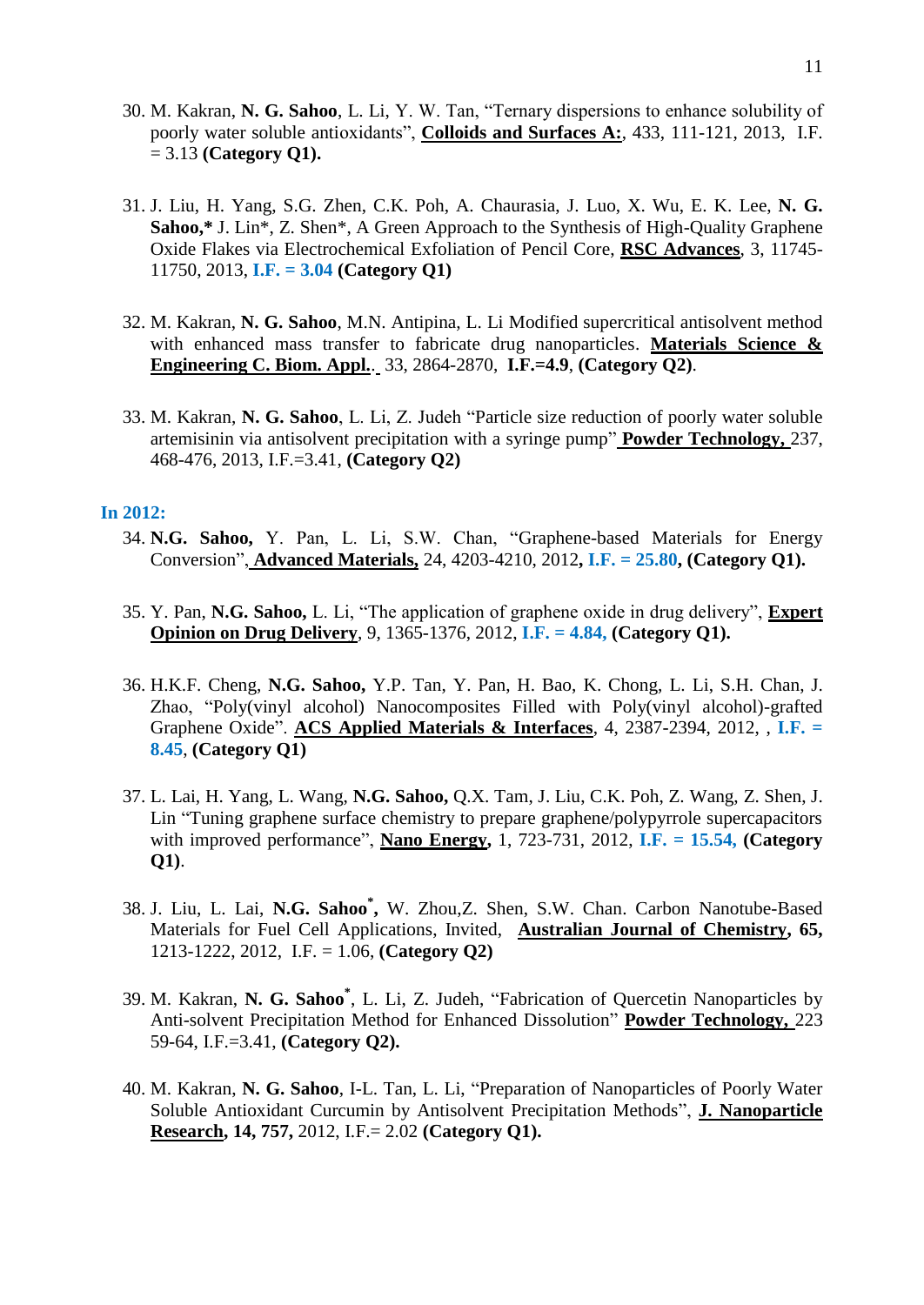30. M. Kakran, **N. G. Sahoo**, L. Li, Y. W. Tan, "Ternary dispersions to enhance solubility of poorly water soluble antioxidants", **Colloids and Surfaces A:**, 433, 111-121, 2013, I.F. = 3.13 **(Category Q1).**

31. J. Liu, H. Yang, S.G. Zhen, C.K. Poh, A. Chaurasia, J. Luo, X. Wu, E. K. Lee, **N. G. Sahoo,*** J. Lin*, Z. Shen*, A Green Approach to the Synthesis of High-Quality Graphene Oxide Flakes via Electrochemical Exfoliation of Pencil Core, **RSC Advances**, 3, 11745-11750, 2013, **I.F. = 3.04** **(Category Q1)**

32. M. Kakran, **N. G. Sahoo**, M.N. Antipina, L. Li Modified supercritical antisolvent method with enhanced mass transfer to fabricate drug nanoparticles. **Materials Science & Engineering C. Biom. Appl.**. 33, 2864-2870, **I.F.=4.9**, **(Category Q2)**.

33. M. Kakran, **N. G. Sahoo**, L. Li, Z. Judeh "Particle size reduction of poorly water soluble artemisinin via antisolvent precipitation with a syringe pump" **Powder Technology,** 237, 468-476, 2013, I.F.=3.41, **(Category Q2)**

**In 2012:**

34. **N.G. Sahoo,** Y. Pan, L. Li, S.W. Chan, "Graphene-based Materials for Energy Conversion", **Advanced Materials,** 24, 4203-4210, 2012**, I.F. = 25.80, (Category Q1).**

35. Y. Pan, **N.G. Sahoo,** L. Li, "The application of graphene oxide in drug delivery", **Expert Opinion on Drug Delivery**, 9, 1365-1376, 2012, **I.F. = 4.84,** **(Category Q1).**

36. H.K.F. Cheng, **N.G. Sahoo,** Y.P. Tan, Y. Pan, H. Bao, K. Chong, L. Li, S.H. Chan, J. Zhao, "Poly(vinyl alcohol) Nanocomposites Filled with Poly(vinyl alcohol)-grafted Graphene Oxide". **ACS Applied Materials & Interfaces**, 4, 2387-2394, 2012, , **I.F. = 8.45**, **(Category Q1)**

37. L. Lai, H. Yang, L. Wang, **N.G. Sahoo,** Q.X. Tam, J. Liu, C.K. Poh, Z. Wang, Z. Shen, J. Lin "Tuning graphene surface chemistry to prepare graphene/polypyrrole supercapacitors with improved performance", **Nano Energy,** 1, 723-731, 2012, **I.F. = 15.54,** **(Category Q1)**.

38. J. Liu, L. Lai, **N.G. Sahoo*,** W. Zhou,Z. Shen, S.W. Chan. Carbon Nanotube-Based Materials for Fuel Cell Applications, Invited, **Australian Journal of Chemistry, 65,** 1213-1222, 2012, I.F. = 1.06, **(Category Q2)**

39. M. Kakran, **N. G. Sahoo***, L. Li, Z. Judeh, "Fabrication of Quercetin Nanoparticles by Anti-solvent Precipitation Method for Enhanced Dissolution" **Powder Technology,** 223 59-64, I.F.=3.41, **(Category Q2).**

40. M. Kakran, **N. G. Sahoo**, I-L. Tan, L. Li, "Preparation of Nanoparticles of Poorly Water Soluble Antioxidant Curcumin by Antisolvent Precipitation Methods", **J. Nanoparticle Research, 14, 757,** 2012, I.F.= 2.02 **(Category Q1).**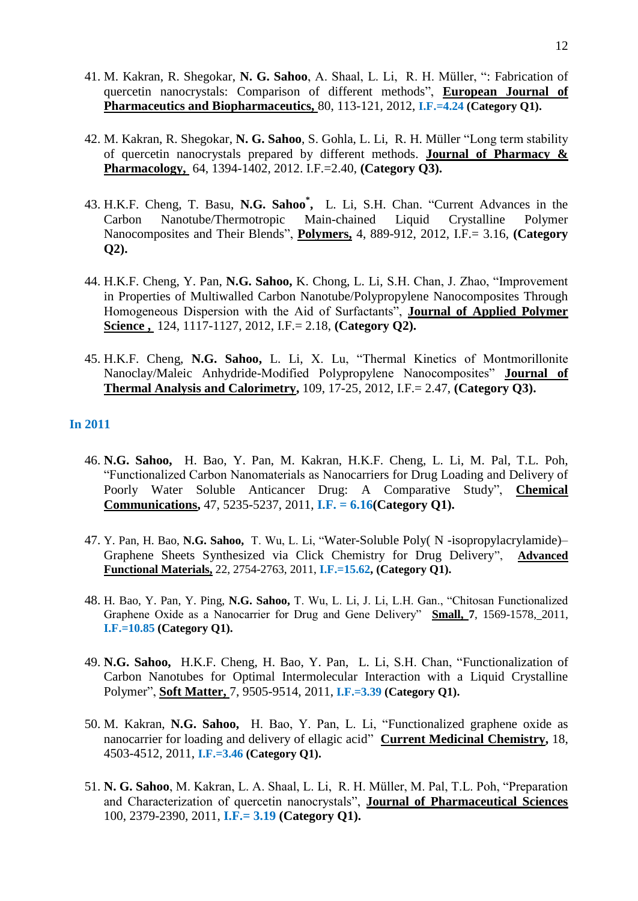41. M. Kakran, R. Shegokar, **N. G. Sahoo**, A. Shaal, L. Li, R. H. Müller, ": Fabrication of quercetin nanocrystals: Comparison of different methods", **European Journal of Pharmaceutics and Biopharmaceutics,** 80, 113-121, 2012, **I.F.=4.24** **(Category Q1).**

42. M. Kakran, R. Shegokar, **N. G. Sahoo**, S. Gohla, L. Li, R. H. Müller "Long term stability of quercetin nanocrystals prepared by different methods. **Journal of Pharmacy & Pharmacology,** 64, 1394-1402, 2012. I.F.=2.40, **(Category Q3).**

43. H.K.F. Cheng, T. Basu, **N.G. Sahoo*,** L. Li, S.H. Chan. "Current Advances in the Carbon Nanotube/Thermotropic Main-chained Liquid Crystalline Polymer Nanocomposites and Their Blends", **Polymers,** 4, 889-912, 2012, I.F.= 3.16, **(Category Q2).**

44. H.K.F. Cheng, Y. Pan, **N.G. Sahoo,** K. Chong, L. Li, S.H. Chan, J. Zhao, "Improvement in Properties of Multiwalled Carbon Nanotube/Polypropylene Nanocomposites Through Homogeneous Dispersion with the Aid of Surfactants", **Journal of Applied Polymer Science ,** 124, 1117-1127, 2012, I.F.= 2.18, **(Category Q2).**

45. H.K.F. Cheng, **N.G. Sahoo,** L. Li, X. Lu, "Thermal Kinetics of Montmorillonite Nanoclay/Maleic Anhydride-Modified Polypropylene Nanocomposites" **Journal of Thermal Analysis and Calorimetry,** 109, 17-25, 2012, I.F.= 2.47, **(Category Q3).**

## In 2011

46. **N.G. Sahoo,** H. Bao, Y. Pan, M. Kakran, H.K.F. Cheng, L. Li, M. Pal, T.L. Poh, "Functionalized Carbon Nanomaterials as Nanocarriers for Drug Loading and Delivery of Poorly Water Soluble Anticancer Drug: A Comparative Study", **Chemical Communications,** 47, 5235-5237, 2011, **I.F. = 6.16(Category Q1).**

47. Y. Pan, H. Bao, **N.G. Sahoo,** T. Wu, L. Li, "Water-Soluble Poly( N -isopropylacrylamide)–Graphene Sheets Synthesized via Click Chemistry for Drug Delivery", **Advanced Functional Materials,** 22, 2754-2763, 2011, **I.F.=15.62, (Category Q1).**

48. H. Bao, Y. Pan, Y. Ping, **N.G. Sahoo,** T. Wu, L. Li, J. Li, L.H. Gan., "Chitosan Functionalized Graphene Oxide as a Nanocarrier for Drug and Gene Delivery" **Small, 7**, 1569-1578, 2011, **I.F.=10.85 (Category Q1).**

49. **N.G. Sahoo,** H.K.F. Cheng, H. Bao, Y. Pan, L. Li, S.H. Chan, "Functionalization of Carbon Nanotubes for Optimal Intermolecular Interaction with a Liquid Crystalline Polymer", **Soft Matter,** 7, 9505-9514, 2011, **I.F.=3.39 (Category Q1).**

50. M. Kakran, **N.G. Sahoo,** H. Bao, Y. Pan, L. Li, "Functionalized graphene oxide as nanocarrier for loading and delivery of ellagic acid" **Current Medicinal Chemistry,** 18, 4503-4512, 2011, **I.F.=3.46 (Category Q1).**

51. **N. G. Sahoo**, M. Kakran, L. A. Shaal, L. Li, R. H. Müller, M. Pal, T.L. Poh, "Preparation and Characterization of quercetin nanocrystals", **Journal of Pharmaceutical Sciences** 100, 2379-2390, 2011, **I.F.= 3.19 (Category Q1).**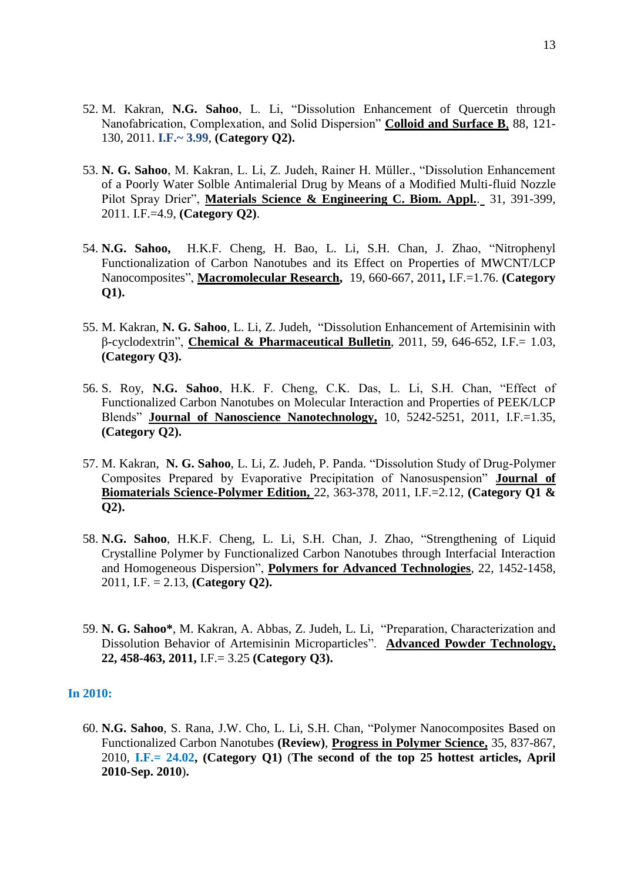52. M. Kakran, **N.G. Sahoo**, L. Li, "Dissolution Enhancement of Quercetin through Nanofabrication, Complexation, and Solid Dispersion" **Colloid and Surface B**, 88, 121-130, 2011. **I.F.~ 3.99**, **(Category Q2).**

53. **N. G. Sahoo**, M. Kakran, L. Li, Z. Judeh, Rainer H. Müller., "Dissolution Enhancement of a Poorly Water Solble Antimalerial Drug by Means of a Modified Multi-fluid Nozzle Pilot Spray Drier", **Materials Science & Engineering C. Biom. Appl.**. 31, 391-399, 2011. I.F.=4.9, **(Category Q2)**.

54. **N.G. Sahoo,** H.K.F. Cheng, H. Bao, L. Li, S.H. Chan, J. Zhao, "Nitrophenyl Functionalization of Carbon Nanotubes and its Effect on Properties of MWCNT/LCP Nanocomposites", **Macromolecular Research,** 19, 660-667, 2011**,** I.F.=1.76. **(Category Q1).**

55. M. Kakran, **N. G. Sahoo**, L. Li, Z. Judeh, "Dissolution Enhancement of Artemisinin with β-cyclodextrin", **Chemical & Pharmaceutical Bulletin**, 2011, 59, 646-652, I.F.= 1.03, **(Category Q3).**

56. S. Roy, **N.G. Sahoo**, H.K. F. Cheng, C.K. Das, L. Li, S.H. Chan, "Effect of Functionalized Carbon Nanotubes on Molecular Interaction and Properties of PEEK/LCP Blends" **Journal of Nanoscience Nanotechnology,** 10, 5242-5251, 2011, I.F.=1.35, **(Category Q2).**

57. M. Kakran, **N. G. Sahoo**, L. Li, Z. Judeh, P. Panda. "Dissolution Study of Drug-Polymer Composites Prepared by Evaporative Precipitation of Nanosuspension" **Journal of Biomaterials Science-Polymer Edition,** 22, 363-378, 2011, I.F.=2.12, **(Category Q1 & Q2).**

58. **N.G. Sahoo**, H.K.F. Cheng, L. Li, S.H. Chan, J. Zhao, "Strengthening of Liquid Crystalline Polymer by Functionalized Carbon Nanotubes through Interfacial Interaction and Homogeneous Dispersion", **Polymers for Advanced Technologies**, 22, 1452-1458, 2011, I.F. = 2.13, **(Category Q2).**

59. **N. G. Sahoo***, M. Kakran, A. Abbas, Z. Judeh, L. Li, "Preparation, Characterization and Dissolution Behavior of Artemisinin Microparticles". **Advanced Powder Technology, 22, 458-463, 2011,** I.F.= 3.25 **(Category Q3).**

**In 2010:**

60. **N.G. Sahoo**, S. Rana, J.W. Cho, L. Li, S.H. Chan, "Polymer Nanocomposites Based on Functionalized Carbon Nanotubes **(Review)**, **Progress in Polymer Science,** 35, 837-867, 2010, **I.F.= 24.02, (Category Q1)** (**The second of the top 25 hottest articles, April 2010-Sep. 2010**).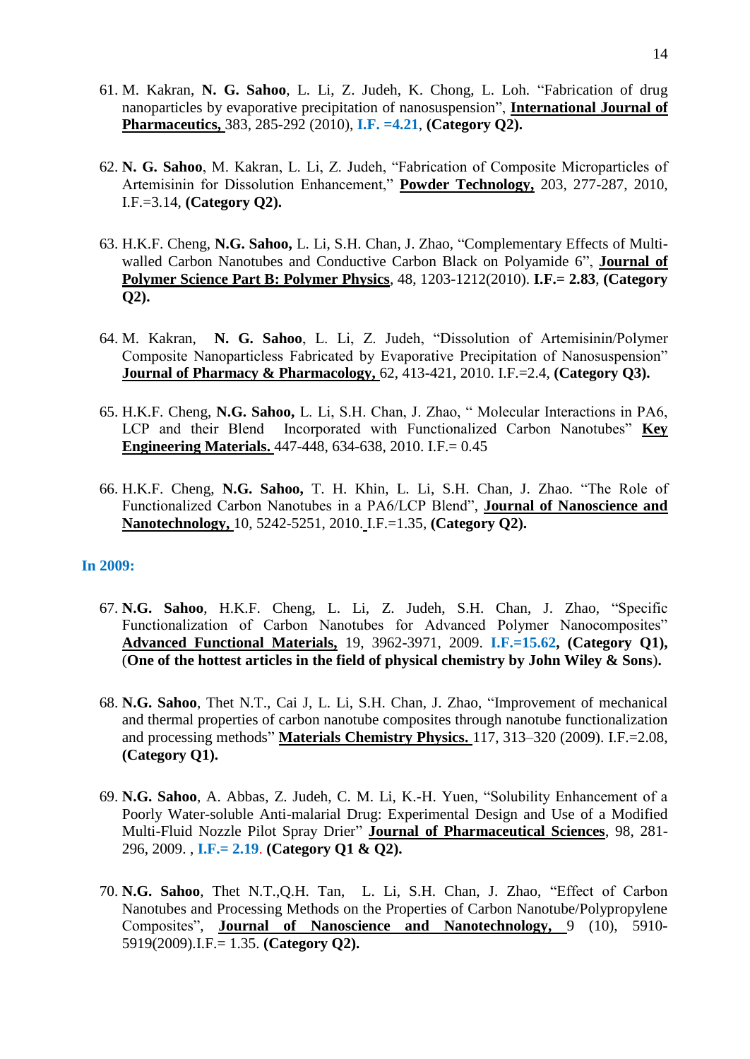61. M. Kakran, **N. G. Sahoo**, L. Li, Z. Judeh, K. Chong, L. Loh. "Fabrication of drug nanoparticles by evaporative precipitation of nanosuspension", **International Journal of Pharmaceutics,** 383, 285-292 (2010), **I.F. =4.21**, **(Category Q2).**

62. **N. G. Sahoo**, M. Kakran, L. Li, Z. Judeh, "Fabrication of Composite Microparticles of Artemisinin for Dissolution Enhancement," **Powder Technology,** 203, 277-287, 2010, I.F.=3.14, **(Category Q2).**

63. H.K.F. Cheng, **N.G. Sahoo,** L. Li, S.H. Chan, J. Zhao, "Complementary Effects of Multi-walled Carbon Nanotubes and Conductive Carbon Black on Polyamide 6", **Journal of Polymer Science Part B: Polymer Physics**, 48, 1203-1212(2010). **I.F.= 2.83**, **(Category Q2).**

64. M. Kakran, **N. G. Sahoo**, L. Li, Z. Judeh, "Dissolution of Artemisinin/Polymer Composite Nanoparticless Fabricated by Evaporative Precipitation of Nanosuspension" **Journal of Pharmacy & Pharmacology,** 62, 413-421, 2010. I.F.=2.4, **(Category Q3).**

65. H.K.F. Cheng, **N.G. Sahoo,** L. Li, S.H. Chan, J. Zhao, " Molecular Interactions in PA6, LCP and their Blend Incorporated with Functionalized Carbon Nanotubes" **Key Engineering Materials.** 447-448, 634-638, 2010. I.F.= 0.45

66. H.K.F. Cheng, **N.G. Sahoo,** T. H. Khin, L. Li, S.H. Chan, J. Zhao. "The Role of Functionalized Carbon Nanotubes in a PA6/LCP Blend", **Journal of Nanoscience and Nanotechnology,** 10, 5242-5251, 2010. I.F.=1.35, **(Category Q2).**

**In 2009:**

67. **N.G. Sahoo**, H.K.F. Cheng, L. Li, Z. Judeh, S.H. Chan, J. Zhao, "Specific Functionalization of Carbon Nanotubes for Advanced Polymer Nanocomposites" **Advanced Functional Materials,** 19, 3962-3971, 2009. **I.F.=15.62, (Category Q1),** (**One of the hottest articles in the field of physical chemistry by John Wiley & Sons**).

68. **N.G. Sahoo**, Thet N.T., Cai J, L. Li, S.H. Chan, J. Zhao, "Improvement of mechanical and thermal properties of carbon nanotube composites through nanotube functionalization and processing methods" **Materials Chemistry Physics.** 117, 313–320 (2009). I.F.=2.08, **(Category Q1).**

69. **N.G. Sahoo**, A. Abbas, Z. Judeh, C. M. Li, K.-H. Yuen, "Solubility Enhancement of a Poorly Water-soluble Anti-malarial Drug: Experimental Design and Use of a Modified Multi-Fluid Nozzle Pilot Spray Drier" **Journal of Pharmaceutical Sciences**, 98, 281-296, 2009. , **I.F.= 2.19**. **(Category Q1 & Q2).**

70. **N.G. Sahoo**, Thet N.T.,Q.H. Tan, L. Li, S.H. Chan, J. Zhao, "Effect of Carbon Nanotubes and Processing Methods on the Properties of Carbon Nanotube/Polypropylene Composites", **Journal of Nanoscience and Nanotechnology,** 9 (10), 5910-5919(2009).I.F.= 1.35. **(Category Q2).**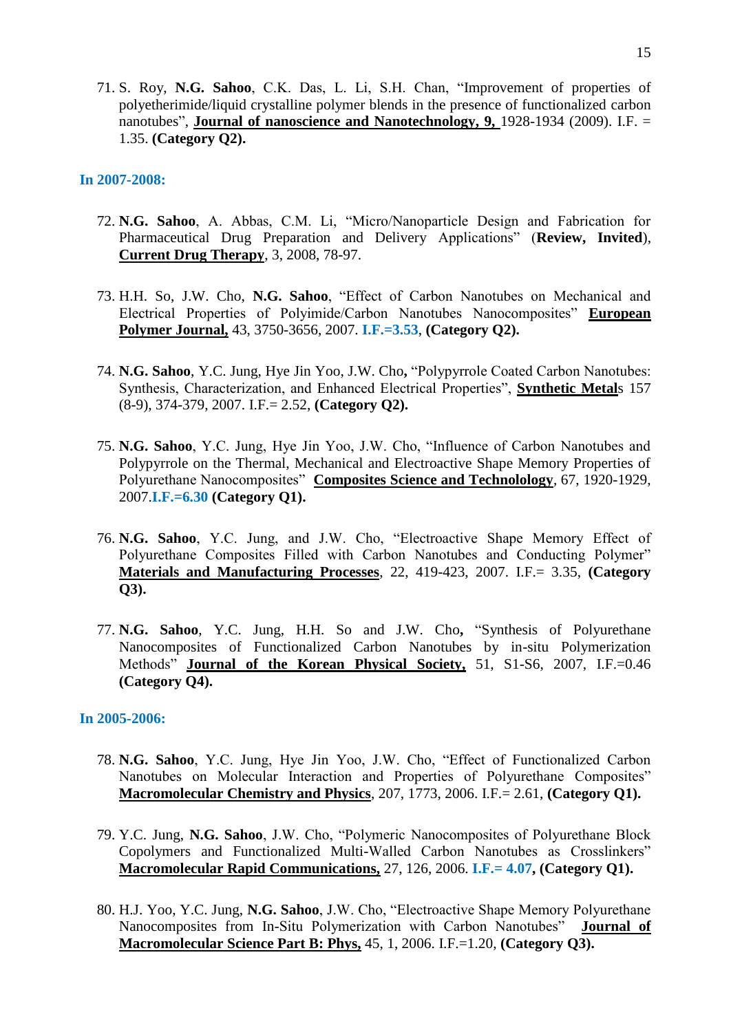71. S. Roy, **N.G. Sahoo**, C.K. Das, L. Li, S.H. Chan, "Improvement of properties of polyetherimide/liquid crystalline polymer blends in the presence of functionalized carbon nanotubes", **Journal of nanoscience and Nanotechnology, 9,** 1928-1934 (2009). I.F. = 1.35. **(Category Q2).**

**In 2007-2008:**

72. **N.G. Sahoo**, A. Abbas, C.M. Li, "Micro/Nanoparticle Design and Fabrication for Pharmaceutical Drug Preparation and Delivery Applications" (**Review, Invited**), **Current Drug Therapy**, 3, 2008, 78-97.

73. H.H. So, J.W. Cho, **N.G. Sahoo**, "Effect of Carbon Nanotubes on Mechanical and Electrical Properties of Polyimide/Carbon Nanotubes Nanocomposites" **European Polymer Journal,** 43, 3750-3656, 2007. **I.F.=3.53**, **(Category Q2).**

74. **N.G. Sahoo**, Y.C. Jung, Hye Jin Yoo, J.W. Cho**,** "Polypyrrole Coated Carbon Nanotubes: Synthesis, Characterization, and Enhanced Electrical Properties", **Synthetic Metal**s 157 (8-9), 374-379, 2007. I.F.= 2.52, **(Category Q2).**

75. **N.G. Sahoo**, Y.C. Jung, Hye Jin Yoo, J.W. Cho, "Influence of Carbon Nanotubes and Polypyrrole on the Thermal, Mechanical and Electroactive Shape Memory Properties of Polyurethane Nanocomposites" **Composites Science and Technolology**, 67, 1920-1929, 2007.**I.F.=6.30** **(Category Q1).**

76. **N.G. Sahoo**, Y.C. Jung, and J.W. Cho, "Electroactive Shape Memory Effect of Polyurethane Composites Filled with Carbon Nanotubes and Conducting Polymer" **Materials and Manufacturing Processes**, 22, 419-423, 2007. I.F.= 3.35, **(Category Q3).**

77. **N.G. Sahoo**, Y.C. Jung, H.H. So and J.W. Cho**,** "Synthesis of Polyurethane Nanocomposites of Functionalized Carbon Nanotubes by in-situ Polymerization Methods" **Journal of the Korean Physical Society,** 51, S1-S6, 2007, I.F.=0.46 **(Category Q4).**

**In 2005-2006:**

78. **N.G. Sahoo**, Y.C. Jung, Hye Jin Yoo, J.W. Cho, "Effect of Functionalized Carbon Nanotubes on Molecular Interaction and Properties of Polyurethane Composites" **Macromolecular Chemistry and Physics**, 207, 1773, 2006. I.F.= 2.61, **(Category Q1).**

79. Y.C. Jung, **N.G. Sahoo**, J.W. Cho, "Polymeric Nanocomposites of Polyurethane Block Copolymers and Functionalized Multi-Walled Carbon Nanotubes as Crosslinkers" **Macromolecular Rapid Communications,** 27, 126, 2006. **I.F.= 4.07**, **(Category Q1).**

80. H.J. Yoo, Y.C. Jung, **N.G. Sahoo**, J.W. Cho, "Electroactive Shape Memory Polyurethane Nanocomposites from In-Situ Polymerization with Carbon Nanotubes" **Journal of Macromolecular Science Part B: Phys,** 45, 1, 2006. I.F.=1.20, **(Category Q3).**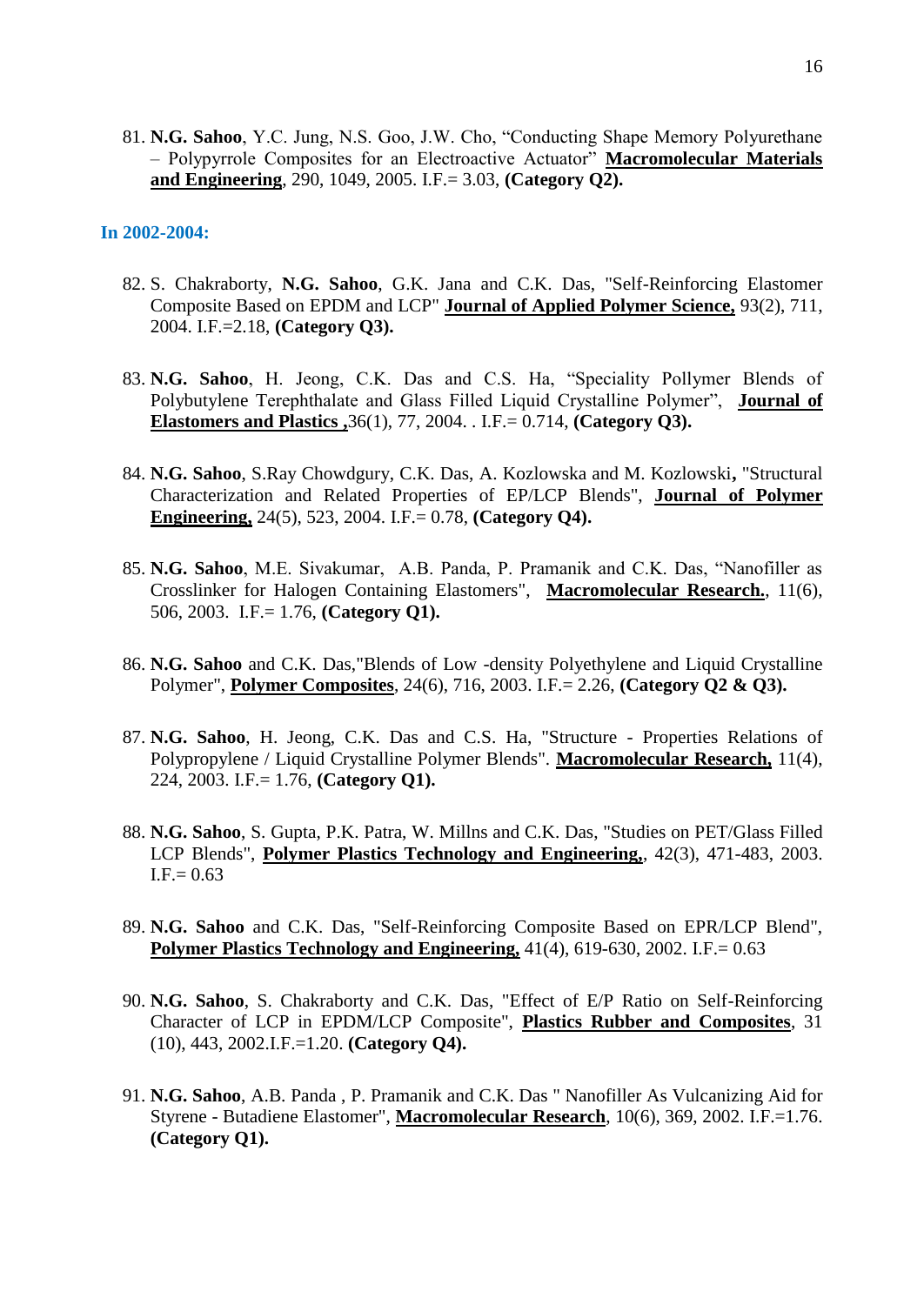81. **N.G. Sahoo**, Y.C. Jung, N.S. Goo, J.W. Cho, "Conducting Shape Memory Polyurethane – Polypyrrole Composites for an Electroactive Actuator" **Macromolecular Materials and Engineering**, 290, 1049, 2005. I.F.= 3.03, **(Category Q2).**

### In 2002-2004:

82. S. Chakraborty, **N.G. Sahoo**, G.K. Jana and C.K. Das, "Self-Reinforcing Elastomer Composite Based on EPDM and LCP" **Journal of Applied Polymer Science,** 93(2), 711, 2004. I.F.=2.18, **(Category Q3).**

83. **N.G. Sahoo**, H. Jeong, C.K. Das and C.S. Ha, "Speciality Pollymer Blends of Polybutylene Terephthalate and Glass Filled Liquid Crystalline Polymer", **Journal of Elastomers and Plastics ,**36(1), 77, 2004. . I.F.= 0.714, **(Category Q3).**

84. **N.G. Sahoo**, S.Ray Chowdgury, C.K. Das, A. Kozlowska and M. Kozlowski**,** "Structural Characterization and Related Properties of EP/LCP Blends", **Journal of Polymer Engineering,** 24(5), 523, 2004. I.F.= 0.78, **(Category Q4).**

85. **N.G. Sahoo**, M.E. Sivakumar, A.B. Panda, P. Pramanik and C.K. Das, "Nanofiller as Crosslinker for Halogen Containing Elastomers", **Macromolecular Research.**, 11(6), 506, 2003. I.F.= 1.76, **(Category Q1).**

86. **N.G. Sahoo** and C.K. Das,"Blends of Low -density Polyethylene and Liquid Crystalline Polymer", **Polymer Composites**, 24(6), 716, 2003. I.F.= 2.26, **(Category Q2 & Q3).**

87. **N.G. Sahoo**, H. Jeong, C.K. Das and C.S. Ha, "Structure - Properties Relations of Polypropylene / Liquid Crystalline Polymer Blends". **Macromolecular Research,** 11(4), 224, 2003. I.F.= 1.76, **(Category Q1).**

88. **N.G. Sahoo**, S. Gupta, P.K. Patra, W. Millns and C.K. Das, "Studies on PET/Glass Filled LCP Blends", **Polymer Plastics Technology and Engineering,**, 42(3), 471-483, 2003. I.F.= 0.63

89. **N.G. Sahoo** and C.K. Das, "Self-Reinforcing Composite Based on EPR/LCP Blend", **Polymer Plastics Technology and Engineering,** 41(4), 619-630, 2002. I.F.= 0.63

90. **N.G. Sahoo**, S. Chakraborty and C.K. Das, "Effect of E/P Ratio on Self-Reinforcing Character of LCP in EPDM/LCP Composite", **Plastics Rubber and Composites**, 31 (10), 443, 2002.I.F.=1.20. **(Category Q4).**

91. **N.G. Sahoo**, A.B. Panda , P. Pramanik and C.K. Das " Nanofiller As Vulcanizing Aid for Styrene - Butadiene Elastomer", **Macromolecular Research**, 10(6), 369, 2002. I.F.=1.76. **(Category Q1).**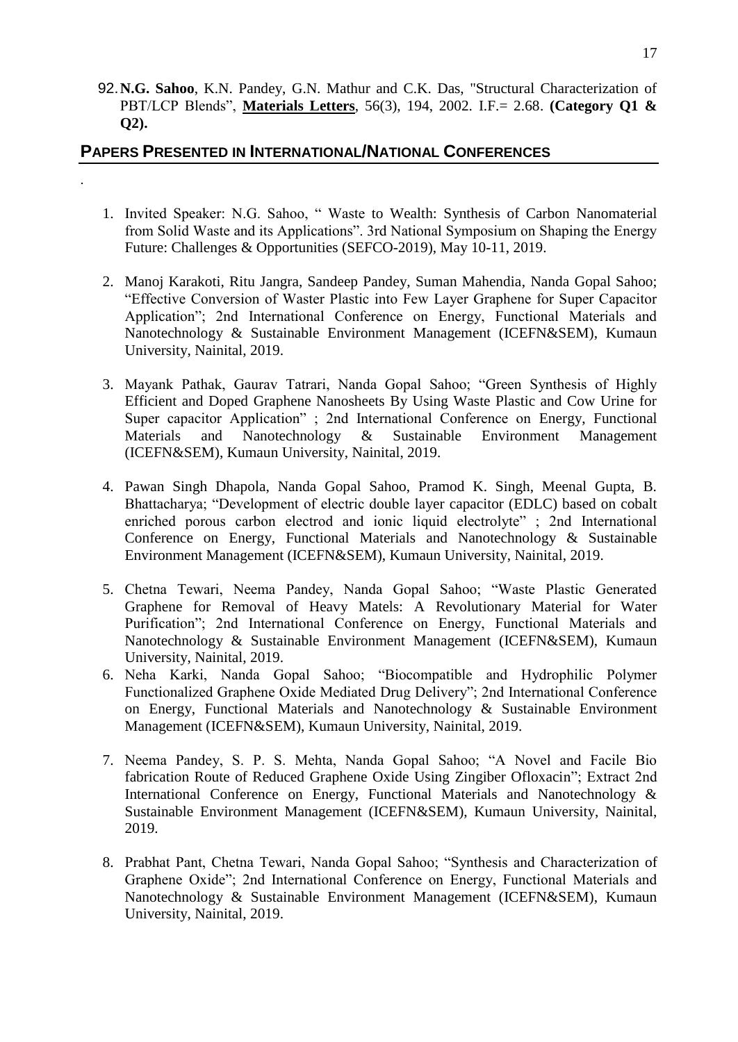92. **N.G. Sahoo**, K.N. Pandey, G.N. Mathur and C.K. Das, "Structural Characterization of PBT/LCP Blends", **Materials Letters**, 56(3), 194, 2002. I.F.= 2.68. **(Category Q1 & Q2).**

## PAPERS PRESENTED IN INTERNATIONAL/NATIONAL CONFERENCES

.

1. Invited Speaker: N.G. Sahoo, " Waste to Wealth: Synthesis of Carbon Nanomaterial from Solid Waste and its Applications". 3rd National Symposium on Shaping the Energy Future: Challenges & Opportunities (SEFCO-2019), May 10-11, 2019.

2. Manoj Karakoti, Ritu Jangra, Sandeep Pandey, Suman Mahendia, Nanda Gopal Sahoo; "Effective Conversion of Waster Plastic into Few Layer Graphene for Super Capacitor Application"; 2nd International Conference on Energy, Functional Materials and Nanotechnology & Sustainable Environment Management (ICEFN&SEM), Kumaun University, Nainital, 2019.

3. Mayank Pathak, Gaurav Tatrari, Nanda Gopal Sahoo; "Green Synthesis of Highly Efficient and Doped Graphene Nanosheets By Using Waste Plastic and Cow Urine for Super capacitor Application" ; 2nd International Conference on Energy, Functional Materials and Nanotechnology & Sustainable Environment Management (ICEFN&SEM), Kumaun University, Nainital, 2019.

4. Pawan Singh Dhapola, Nanda Gopal Sahoo, Pramod K. Singh, Meenal Gupta, B. Bhattacharya; "Development of electric double layer capacitor (EDLC) based on cobalt enriched porous carbon electrod and ionic liquid electrolyte" ; 2nd International Conference on Energy, Functional Materials and Nanotechnology & Sustainable Environment Management (ICEFN&SEM), Kumaun University, Nainital, 2019.

5. Chetna Tewari, Neema Pandey, Nanda Gopal Sahoo; "Waste Plastic Generated Graphene for Removal of Heavy Matels: A Revolutionary Material for Water Purification"; 2nd International Conference on Energy, Functional Materials and Nanotechnology & Sustainable Environment Management (ICEFN&SEM), Kumaun University, Nainital, 2019.

6. Neha Karki, Nanda Gopal Sahoo; "Biocompatible and Hydrophilic Polymer Functionalized Graphene Oxide Mediated Drug Delivery"; 2nd International Conference on Energy, Functional Materials and Nanotechnology & Sustainable Environment Management (ICEFN&SEM), Kumaun University, Nainital, 2019.

7. Neema Pandey, S. P. S. Mehta, Nanda Gopal Sahoo; "A Novel and Facile Bio fabrication Route of Reduced Graphene Oxide Using Zingiber Ofloxacin"; Extract 2nd International Conference on Energy, Functional Materials and Nanotechnology & Sustainable Environment Management (ICEFN&SEM), Kumaun University, Nainital, 2019.

8. Prabhat Pant, Chetna Tewari, Nanda Gopal Sahoo; "Synthesis and Characterization of Graphene Oxide"; 2nd International Conference on Energy, Functional Materials and Nanotechnology & Sustainable Environment Management (ICEFN&SEM), Kumaun University, Nainital, 2019.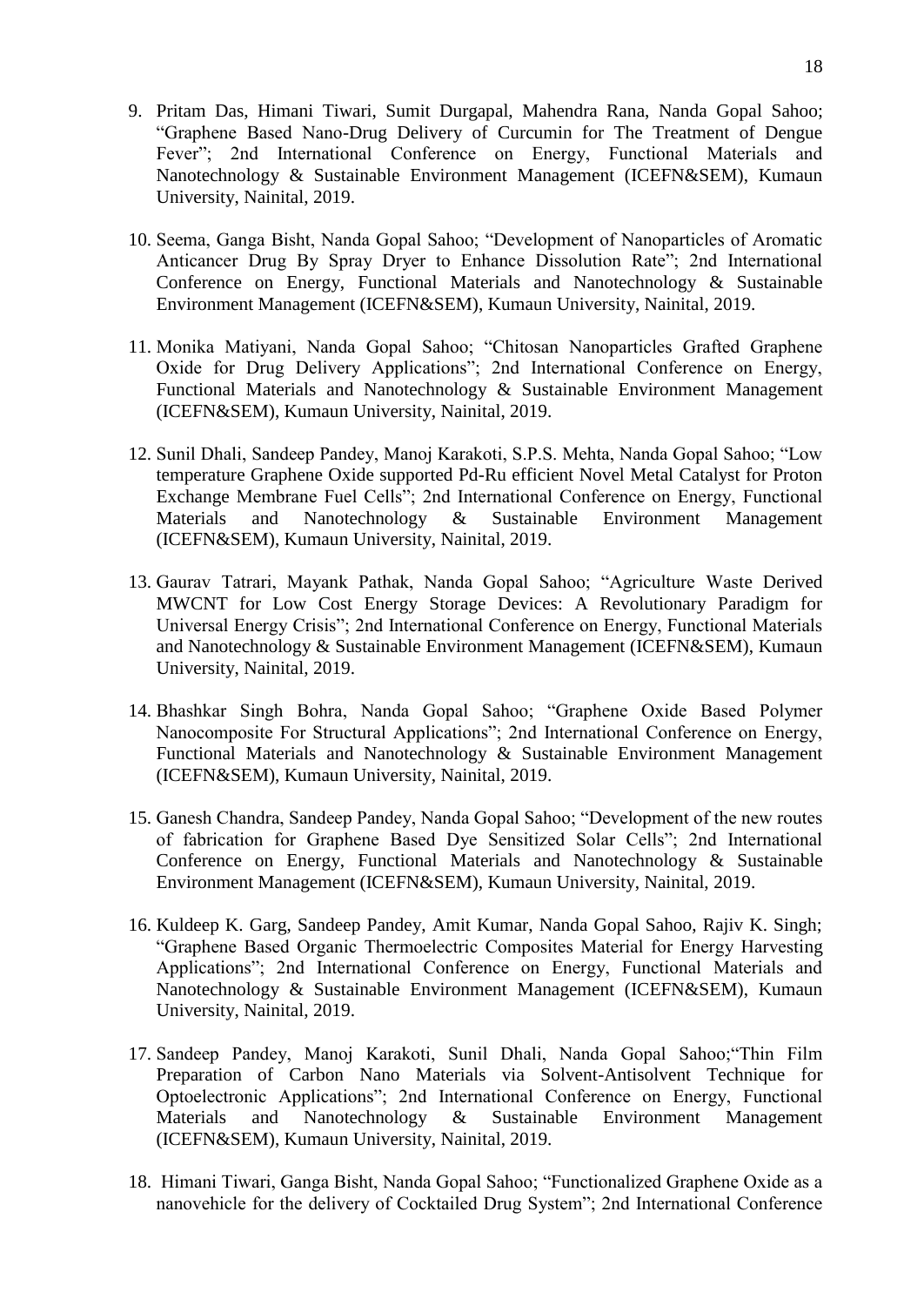9. Pritam Das, Himani Tiwari, Sumit Durgapal, Mahendra Rana, Nanda Gopal Sahoo; "Graphene Based Nano-Drug Delivery of Curcumin for The Treatment of Dengue Fever"; 2nd International Conference on Energy, Functional Materials and Nanotechnology & Sustainable Environment Management (ICEFN&SEM), Kumaun University, Nainital, 2019.

10. Seema, Ganga Bisht, Nanda Gopal Sahoo; "Development of Nanoparticles of Aromatic Anticancer Drug By Spray Dryer to Enhance Dissolution Rate"; 2nd International Conference on Energy, Functional Materials and Nanotechnology & Sustainable Environment Management (ICEFN&SEM), Kumaun University, Nainital, 2019.

11. Monika Matiyani, Nanda Gopal Sahoo; "Chitosan Nanoparticles Grafted Graphene Oxide for Drug Delivery Applications"; 2nd International Conference on Energy, Functional Materials and Nanotechnology & Sustainable Environment Management (ICEFN&SEM), Kumaun University, Nainital, 2019.

12. Sunil Dhali, Sandeep Pandey, Manoj Karakoti, S.P.S. Mehta, Nanda Gopal Sahoo; "Low temperature Graphene Oxide supported Pd-Ru efficient Novel Metal Catalyst for Proton Exchange Membrane Fuel Cells"; 2nd International Conference on Energy, Functional Materials and Nanotechnology & Sustainable Environment Management (ICEFN&SEM), Kumaun University, Nainital, 2019.

13. Gaurav Tatrari, Mayank Pathak, Nanda Gopal Sahoo; "Agriculture Waste Derived MWCNT for Low Cost Energy Storage Devices: A Revolutionary Paradigm for Universal Energy Crisis"; 2nd International Conference on Energy, Functional Materials and Nanotechnology & Sustainable Environment Management (ICEFN&SEM), Kumaun University, Nainital, 2019.

14. Bhashkar Singh Bohra, Nanda Gopal Sahoo; "Graphene Oxide Based Polymer Nanocomposite For Structural Applications"; 2nd International Conference on Energy, Functional Materials and Nanotechnology & Sustainable Environment Management (ICEFN&SEM), Kumaun University, Nainital, 2019.

15. Ganesh Chandra, Sandeep Pandey, Nanda Gopal Sahoo; "Development of the new routes of fabrication for Graphene Based Dye Sensitized Solar Cells"; 2nd International Conference on Energy, Functional Materials and Nanotechnology & Sustainable Environment Management (ICEFN&SEM), Kumaun University, Nainital, 2019.

16. Kuldeep K. Garg, Sandeep Pandey, Amit Kumar, Nanda Gopal Sahoo, Rajiv K. Singh; "Graphene Based Organic Thermoelectric Composites Material for Energy Harvesting Applications"; 2nd International Conference on Energy, Functional Materials and Nanotechnology & Sustainable Environment Management (ICEFN&SEM), Kumaun University, Nainital, 2019.

17. Sandeep Pandey, Manoj Karakoti, Sunil Dhali, Nanda Gopal Sahoo;"Thin Film Preparation of Carbon Nano Materials via Solvent-Antisolvent Technique for Optoelectronic Applications"; 2nd International Conference on Energy, Functional Materials and Nanotechnology & Sustainable Environment Management (ICEFN&SEM), Kumaun University, Nainital, 2019.

18. Himani Tiwari, Ganga Bisht, Nanda Gopal Sahoo; "Functionalized Graphene Oxide as a nanovehicle for the delivery of Cocktailed Drug System"; 2nd International Conference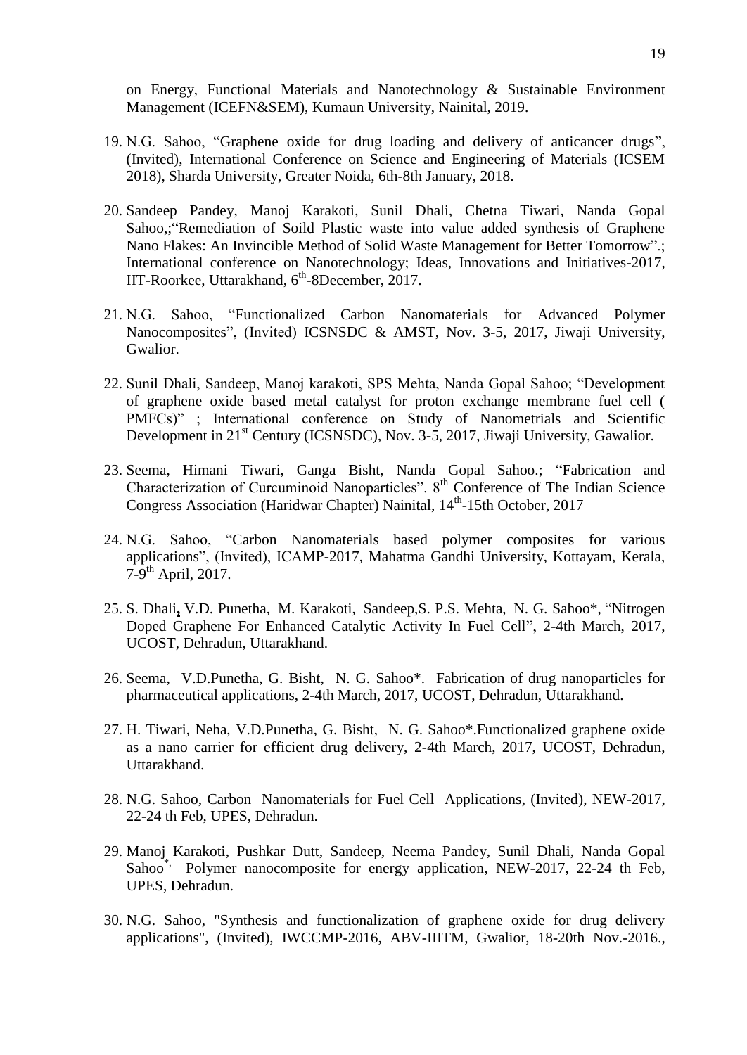on Energy, Functional Materials and Nanotechnology & Sustainable Environment Management (ICEFN&SEM), Kumaun University, Nainital, 2019.

19. N.G. Sahoo, "Graphene oxide for drug loading and delivery of anticancer drugs", (Invited), International Conference on Science and Engineering of Materials (ICSEM 2018), Sharda University, Greater Noida, 6th-8th January, 2018.

20. Sandeep Pandey, Manoj Karakoti, Sunil Dhali, Chetna Tiwari, Nanda Gopal Sahoo,;"Remediation of Soild Plastic waste into value added synthesis of Graphene Nano Flakes: An Invincible Method of Solid Waste Management for Better Tomorrow".; International conference on Nanotechnology; Ideas, Innovations and Initiatives-2017, IIT-Roorkee, Uttarakhand, 6th-8December, 2017.

21. N.G. Sahoo, "Functionalized Carbon Nanomaterials for Advanced Polymer Nanocomposites", (Invited) ICSNSDC & AMST, Nov. 3-5, 2017, Jiwaji University, Gwalior.

22. Sunil Dhali, Sandeep, Manoj karakoti, SPS Mehta, Nanda Gopal Sahoo; "Development of graphene oxide based metal catalyst for proton exchange membrane fuel cell ( PMFCs)" ; International conference on Study of Nanometrials and Scientific Development in 21st Century (ICSNSDC), Nov. 3-5, 2017, Jiwaji University, Gawalior.

23. Seema, Himani Tiwari, Ganga Bisht, Nanda Gopal Sahoo.; "Fabrication and Characterization of Curcuminoid Nanoparticles". 8th Conference of The Indian Science Congress Association (Haridwar Chapter) Nainital, 14th-15th October, 2017

24. N.G. Sahoo, "Carbon Nanomaterials based polymer composites for various applications", (Invited), ICAMP-2017, Mahatma Gandhi University, Kottayam, Kerala, 7-9th April, 2017.

25. S. Dhali, V.D. Punetha, M. Karakoti, Sandeep,S. P.S. Mehta, N. G. Sahoo*, "Nitrogen Doped Graphene For Enhanced Catalytic Activity In Fuel Cell", 2-4th March, 2017, UCOST, Dehradun, Uttarakhand.

26. Seema, V.D.Punetha, G. Bisht, N. G. Sahoo*. Fabrication of drug nanoparticles for pharmaceutical applications, 2-4th March, 2017, UCOST, Dehradun, Uttarakhand.

27. H. Tiwari, Neha, V.D.Punetha, G. Bisht, N. G. Sahoo*.Functionalized graphene oxide as a nano carrier for efficient drug delivery, 2-4th March, 2017, UCOST, Dehradun, Uttarakhand.

28. N.G. Sahoo, Carbon Nanomaterials for Fuel Cell Applications, (Invited), NEW-2017, 22-24 th Feb, UPES, Dehradun.

29. Manoj Karakoti, Pushkar Dutt, Sandeep, Neema Pandey, Sunil Dhali, Nanda Gopal Sahoo*, Polymer nanocomposite for energy application, NEW-2017, 22-24 th Feb, UPES, Dehradun.

30. N.G. Sahoo, "Synthesis and functionalization of graphene oxide for drug delivery applications", (Invited), IWCCMP-2016, ABV-IIITM, Gwalior, 18-20th Nov.-2016.,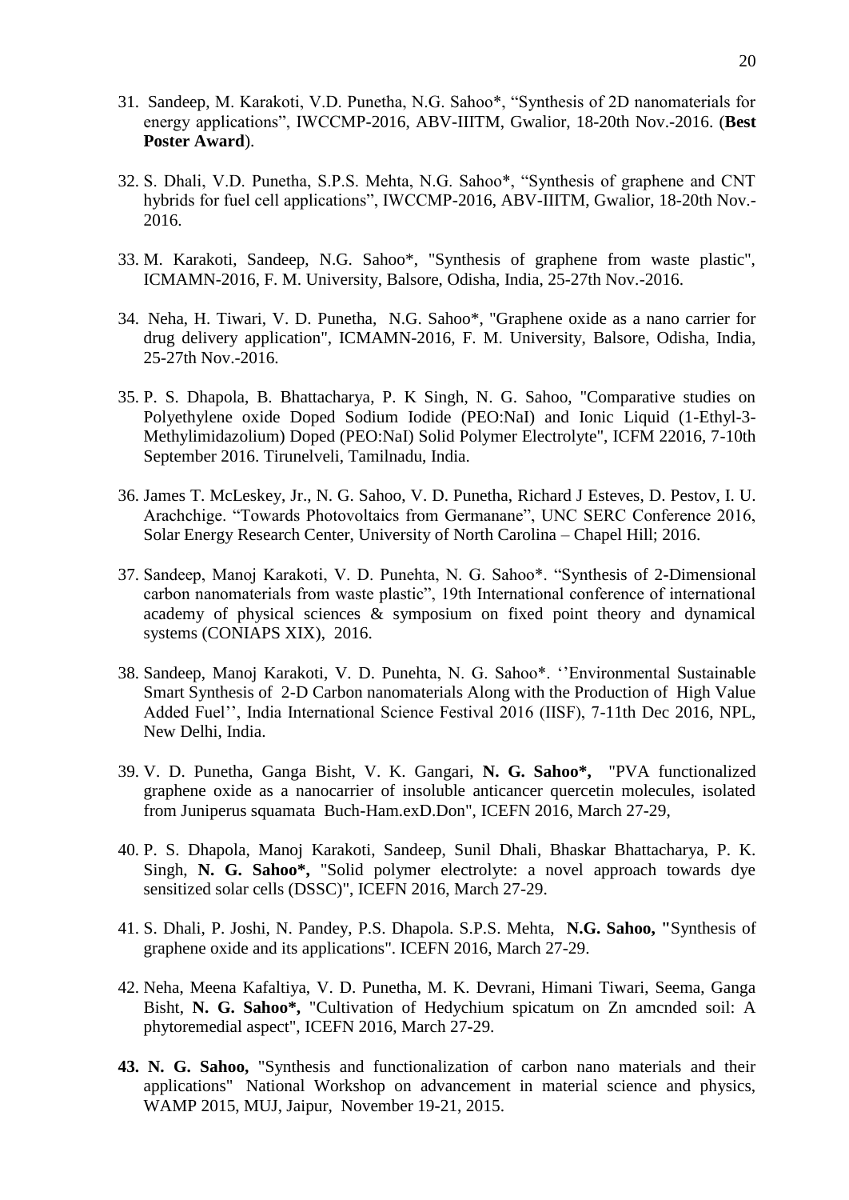31. Sandeep, M. Karakoti, V.D. Punetha, N.G. Sahoo*, “Synthesis of 2D nanomaterials for energy applications”, IWCCMP-2016, ABV-IIITM, Gwalior, 18-20th Nov.-2016. (**Best Poster Award**).

32. S. Dhali, V.D. Punetha, S.P.S. Mehta, N.G. Sahoo*, “Synthesis of graphene and CNT hybrids for fuel cell applications”, IWCCMP-2016, ABV-IIITM, Gwalior, 18-20th Nov.-2016.

33. M. Karakoti, Sandeep, N.G. Sahoo*, "Synthesis of graphene from waste plastic", ICMAMN-2016, F. M. University, Balsore, Odisha, India, 25-27th Nov.-2016.

34. Neha, H. Tiwari, V. D. Punetha, N.G. Sahoo*, "Graphene oxide as a nano carrier for drug delivery application", ICMAMN-2016, F. M. University, Balsore, Odisha, India, 25-27th Nov.-2016.

35. P. S. Dhapola, B. Bhattacharya, P. K Singh, N. G. Sahoo, "Comparative studies on Polyethylene oxide Doped Sodium Iodide (PEO:NaI) and Ionic Liquid (1-Ethyl-3-Methylimidazolium) Doped (PEO:NaI) Solid Polymer Electrolyte", ICFM 22016, 7-10th September 2016. Tirunelveli, Tamilnadu, India.

36. James T. McLeskey, Jr., N. G. Sahoo, V. D. Punetha, Richard J Esteves, D. Pestov, I. U. Arachchige. “Towards Photovoltaics from Germanane”, UNC SERC Conference 2016, Solar Energy Research Center, University of North Carolina – Chapel Hill; 2016.

37. Sandeep, Manoj Karakoti, V. D. Punehta, N. G. Sahoo*. “Synthesis of 2-Dimensional carbon nanomaterials from waste plastic”, 19th International conference of international academy of physical sciences & symposium on fixed point theory and dynamical systems (CONIAPS XIX), 2016.

38. Sandeep, Manoj Karakoti, V. D. Punehta, N. G. Sahoo*. ‘’Environmental Sustainable Smart Synthesis of 2-D Carbon nanomaterials Along with the Production of High Value Added Fuel’’, India International Science Festival 2016 (IISF), 7-11th Dec 2016, NPL, New Delhi, India.

39. V. D. Punetha, Ganga Bisht, V. K. Gangari, **N. G. Sahoo***, "PVA functionalized graphene oxide as a nanocarrier of insoluble anticancer quercetin molecules, isolated from Juniperus squamata Buch-Ham.exD.Don", ICEFN 2016, March 27-29,

40. P. S. Dhapola, Manoj Karakoti, Sandeep, Sunil Dhali, Bhaskar Bhattacharya, P. K. Singh, **N. G. Sahoo***, "Solid polymer electrolyte: a novel approach towards dye sensitized solar cells (DSSC)", ICEFN 2016, March 27-29.

41. S. Dhali, P. Joshi, N. Pandey, P.S. Dhapola. S.P.S. Mehta, **N.G. Sahoo,** "Synthesis of graphene oxide and its applications". ICEFN 2016, March 27-29.

42. Neha, Meena Kafaltiya, V. D. Punetha, M. K. Devrani, Himani Tiwari, Seema, Ganga Bisht, **N. G. Sahoo***, "Cultivation of Hedychium spicatum on Zn amcnded soil: A phytoremedial aspect", ICEFN 2016, March 27-29.

**43. N. G. Sahoo,** "Synthesis and functionalization of carbon nano materials and their applications" National Workshop on advancement in material science and physics, WAMP 2015, MUJ, Jaipur, November 19-21, 2015.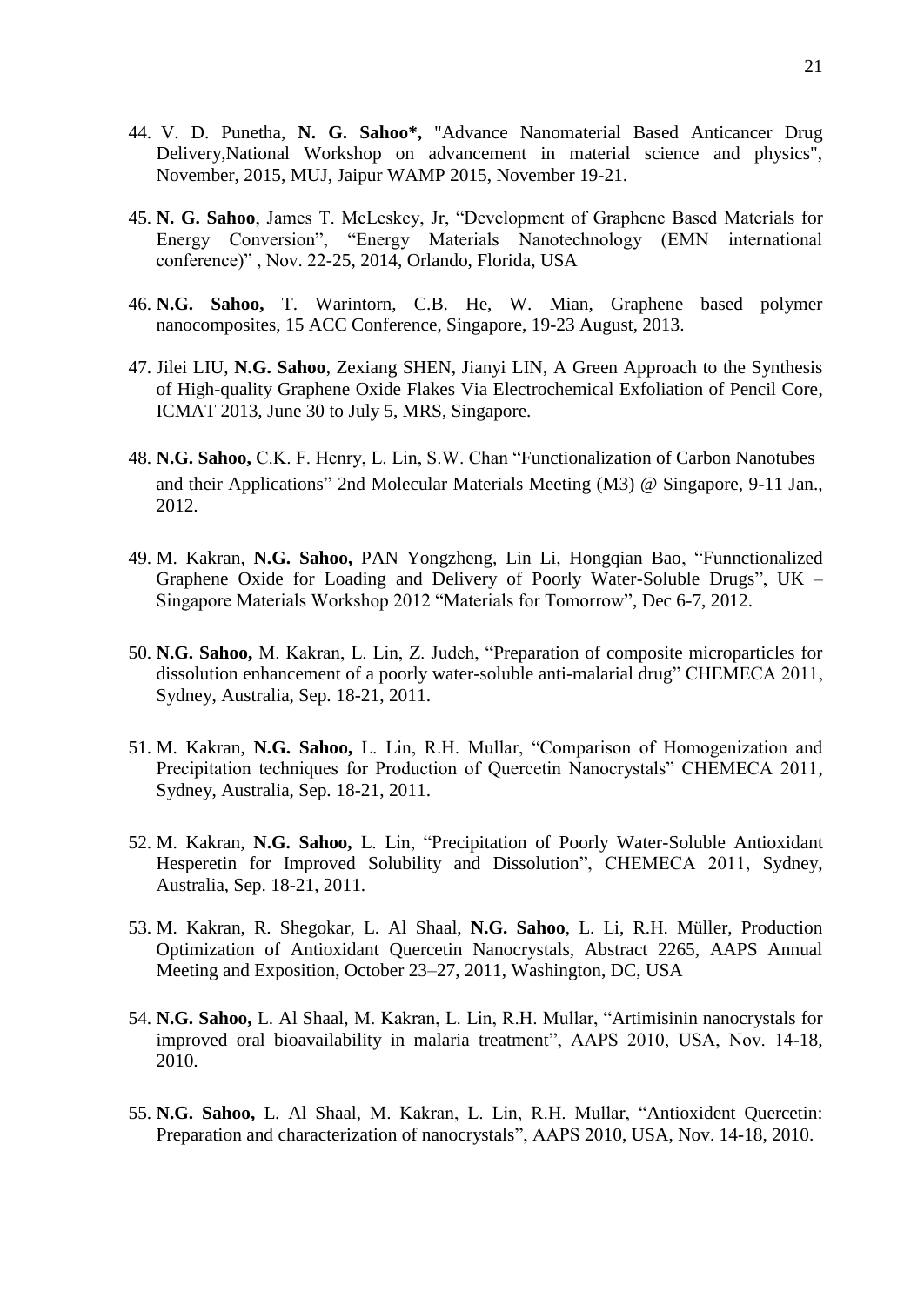44. V. D. Punetha, **N. G. Sahoo*,** "Advance Nanomaterial Based Anticancer Drug Delivery,National Workshop on advancement in material science and physics", November, 2015, MUJ, Jaipur WAMP 2015, November 19-21.

45. **N. G. Sahoo**, James T. McLeskey, Jr, "Development of Graphene Based Materials for Energy Conversion", "Energy Materials Nanotechnology (EMN international conference)" , Nov. 22-25, 2014, Orlando, Florida, USA

46. **N.G. Sahoo,** T. Warintorn, C.B. He, W. Mian, Graphene based polymer nanocomposites, 15 ACC Conference, Singapore, 19-23 August, 2013.

47. Jilei LIU, **N.G. Sahoo**, Zexiang SHEN, Jianyi LIN, A Green Approach to the Synthesis of High-quality Graphene Oxide Flakes Via Electrochemical Exfoliation of Pencil Core, ICMAT 2013, June 30 to July 5, MRS, Singapore.

48. **N.G. Sahoo,** C.K. F. Henry, L. Lin, S.W. Chan "Functionalization of Carbon Nanotubes and their Applications" 2nd Molecular Materials Meeting (M3) @ Singapore, 9-11 Jan., 2012.

49. M. Kakran, **N.G. Sahoo,** PAN Yongzheng, Lin Li, Hongqian Bao, "Funnctionalized Graphene Oxide for Loading and Delivery of Poorly Water-Soluble Drugs", UK – Singapore Materials Workshop 2012 "Materials for Tomorrow", Dec 6-7, 2012.

50. **N.G. Sahoo,** M. Kakran, L. Lin, Z. Judeh, "Preparation of composite microparticles for dissolution enhancement of a poorly water-soluble anti-malarial drug" CHEMECA 2011, Sydney, Australia, Sep. 18-21, 2011.

51. M. Kakran, **N.G. Sahoo,** L. Lin, R.H. Mullar, "Comparison of Homogenization and Precipitation techniques for Production of Quercetin Nanocrystals" CHEMECA 2011, Sydney, Australia, Sep. 18-21, 2011.

52. M. Kakran, **N.G. Sahoo,** L. Lin, "Precipitation of Poorly Water-Soluble Antioxidant Hesperetin for Improved Solubility and Dissolution", CHEMECA 2011, Sydney, Australia, Sep. 18-21, 2011.

53. M. Kakran, R. Shegokar, L. Al Shaal, **N.G. Sahoo**, L. Li, R.H. Müller, Production Optimization of Antioxidant Quercetin Nanocrystals, Abstract 2265, AAPS Annual Meeting and Exposition, October 23–27, 2011, Washington, DC, USA

54. **N.G. Sahoo,** L. Al Shaal, M. Kakran, L. Lin, R.H. Mullar, "Artimisinin nanocrystals for improved oral bioavailability in malaria treatment", AAPS 2010, USA, Nov. 14-18, 2010.

55. **N.G. Sahoo,** L. Al Shaal, M. Kakran, L. Lin, R.H. Mullar, "Antioxident Quercetin: Preparation and characterization of nanocrystals", AAPS 2010, USA, Nov. 14-18, 2010.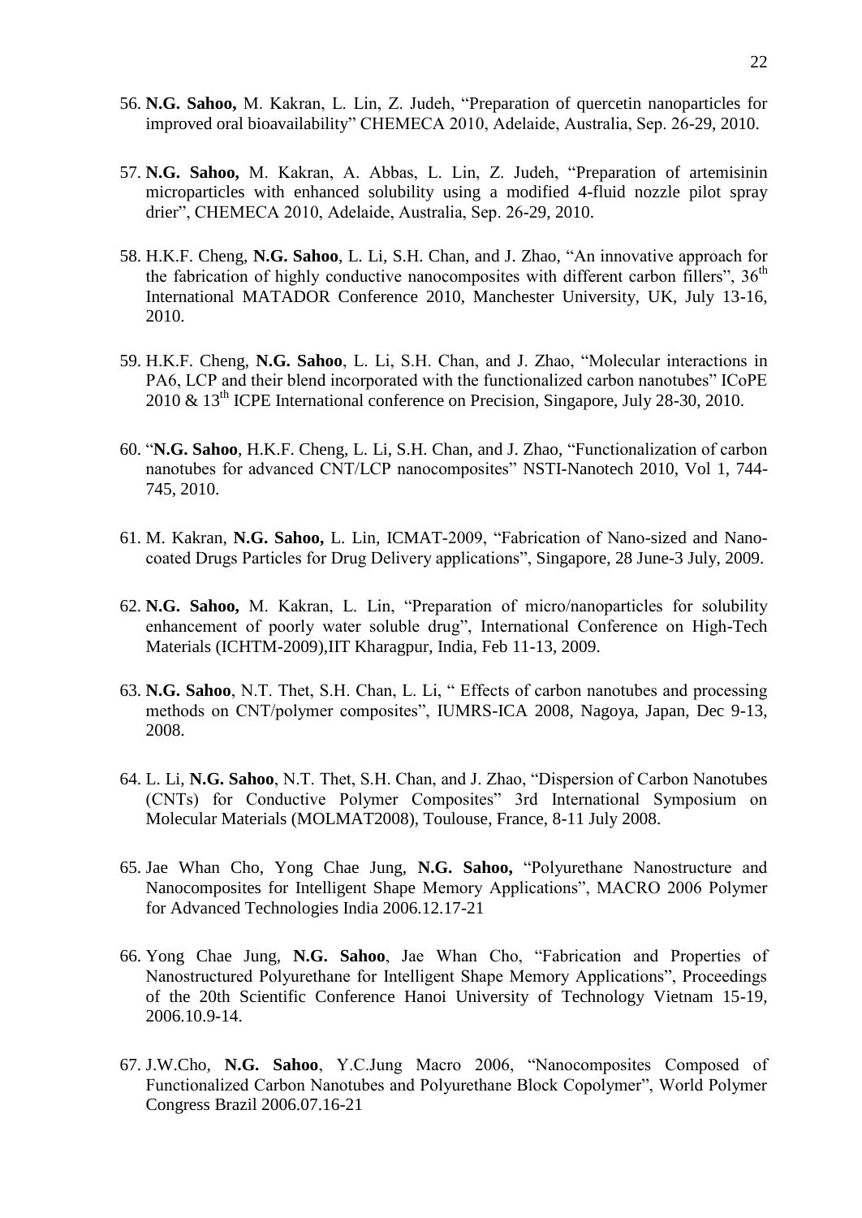56. **N.G. Sahoo,** M. Kakran, L. Lin, Z. Judeh, "Preparation of quercetin nanoparticles for improved oral bioavailability" CHEMECA 2010, Adelaide, Australia, Sep. 26-29, 2010.

57. **N.G. Sahoo,** M. Kakran, A. Abbas, L. Lin, Z. Judeh, "Preparation of artemisinin microparticles with enhanced solubility using a modified 4-fluid nozzle pilot spray drier", CHEMECA 2010, Adelaide, Australia, Sep. 26-29, 2010.

58. H.K.F. Cheng, **N.G. Sahoo**, L. Li, S.H. Chan, and J. Zhao, "An innovative approach for the fabrication of highly conductive nanocomposites with different carbon fillers", 36$^{th}$ International MATADOR Conference 2010, Manchester University, UK, July 13-16, 2010.

59. H.K.F. Cheng, **N.G. Sahoo**, L. Li, S.H. Chan, and J. Zhao, "Molecular interactions in PA6, LCP and their blend incorporated with the functionalized carbon nanotubes" ICoPE 2010 & 13$^{th}$ ICPE International conference on Precision, Singapore, July 28-30, 2010.

60. "**N.G. Sahoo**, H.K.F. Cheng, L. Li, S.H. Chan, and J. Zhao, "Functionalization of carbon nanotubes for advanced CNT/LCP nanocomposites" NSTI-Nanotech 2010, Vol 1, 744-745, 2010.

61. M. Kakran, **N.G. Sahoo,** L. Lin, ICMAT-2009, "Fabrication of Nano-sized and Nano-coated Drugs Particles for Drug Delivery applications", Singapore, 28 June-3 July, 2009.

62. **N.G. Sahoo,** M. Kakran, L. Lin, "Preparation of micro/nanoparticles for solubility enhancement of poorly water soluble drug", International Conference on High-Tech Materials (ICHTM-2009),IIT Kharagpur, India, Feb 11-13, 2009.

63. **N.G. Sahoo**, N.T. Thet, S.H. Chan, L. Li, " Effects of carbon nanotubes and processing methods on CNT/polymer composites", IUMRS-ICA 2008, Nagoya, Japan, Dec 9-13, 2008.

64. L. Li, **N.G. Sahoo**, N.T. Thet, S.H. Chan, and J. Zhao, "Dispersion of Carbon Nanotubes (CNTs) for Conductive Polymer Composites" 3rd International Symposium on Molecular Materials (MOLMAT2008), Toulouse, France, 8-11 July 2008.

65. Jae Whan Cho, Yong Chae Jung, **N.G. Sahoo,** "Polyurethane Nanostructure and Nanocomposites for Intelligent Shape Memory Applications", MACRO 2006 Polymer for Advanced Technologies India 2006.12.17-21

66. Yong Chae Jung, **N.G. Sahoo**, Jae Whan Cho, "Fabrication and Properties of Nanostructured Polyurethane for Intelligent Shape Memory Applications", Proceedings of the 20th Scientific Conference Hanoi University of Technology Vietnam 15-19, 2006.10.9-14.

67. J.W.Cho, **N.G. Sahoo**, Y.C.Jung Macro 2006, "Nanocomposites Composed of Functionalized Carbon Nanotubes and Polyurethane Block Copolymer", World Polymer Congress Brazil 2006.07.16-21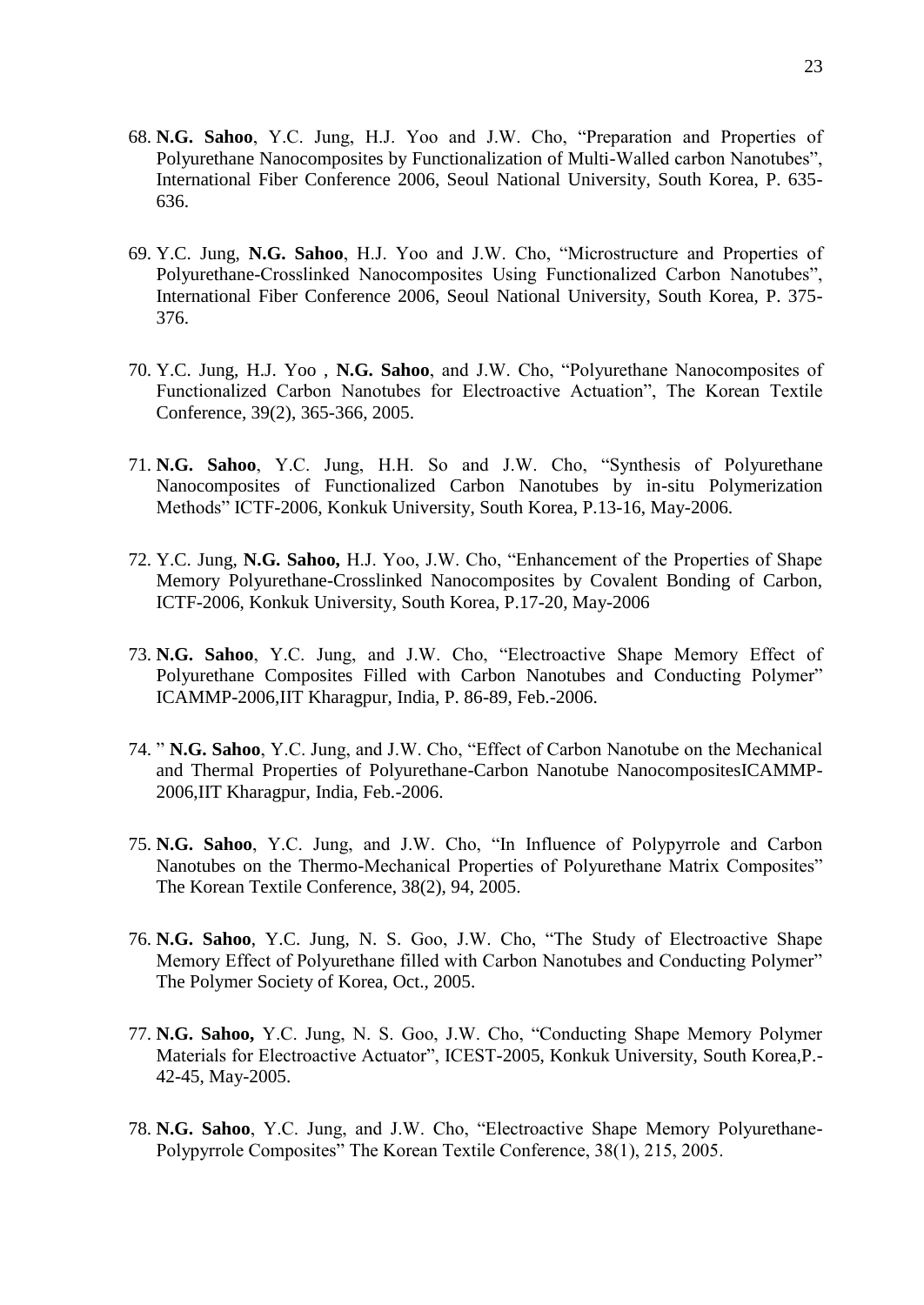68. **N.G. Sahoo**, Y.C. Jung, H.J. Yoo and J.W. Cho, "Preparation and Properties of Polyurethane Nanocomposites by Functionalization of Multi-Walled carbon Nanotubes", International Fiber Conference 2006, Seoul National University, South Korea, P. 635-636.

69. Y.C. Jung, **N.G. Sahoo**, H.J. Yoo and J.W. Cho, "Microstructure and Properties of Polyurethane-Crosslinked Nanocomposites Using Functionalized Carbon Nanotubes", International Fiber Conference 2006, Seoul National University, South Korea, P. 375-376.

70. Y.C. Jung, H.J. Yoo , **N.G. Sahoo**, and J.W. Cho, "Polyurethane Nanocomposites of Functionalized Carbon Nanotubes for Electroactive Actuation", The Korean Textile Conference, 39(2), 365-366, 2005.

71. **N.G. Sahoo**, Y.C. Jung, H.H. So and J.W. Cho, "Synthesis of Polyurethane Nanocomposites of Functionalized Carbon Nanotubes by in-situ Polymerization Methods" ICTF-2006, Konkuk University, South Korea, P.13-16, May-2006.

72. Y.C. Jung, **N.G. Sahoo,** H.J. Yoo, J.W. Cho, "Enhancement of the Properties of Shape Memory Polyurethane-Crosslinked Nanocomposites by Covalent Bonding of Carbon, ICTF-2006, Konkuk University, South Korea, P.17-20, May-2006

73. **N.G. Sahoo**, Y.C. Jung, and J.W. Cho, "Electroactive Shape Memory Effect of Polyurethane Composites Filled with Carbon Nanotubes and Conducting Polymer" ICAMMP-2006,IIT Kharagpur, India, P. 86-89, Feb.-2006.

74. " **N.G. Sahoo**, Y.C. Jung, and J.W. Cho, "Effect of Carbon Nanotube on the Mechanical and Thermal Properties of Polyurethane-Carbon Nanotube NanocompositesICAMMP-2006,IIT Kharagpur, India, Feb.-2006.

75. **N.G. Sahoo**, Y.C. Jung, and J.W. Cho, "In Influence of Polypyrrole and Carbon Nanotubes on the Thermo-Mechanical Properties of Polyurethane Matrix Composites" The Korean Textile Conference, 38(2), 94, 2005.

76. **N.G. Sahoo**, Y.C. Jung, N. S. Goo, J.W. Cho, "The Study of Electroactive Shape Memory Effect of Polyurethane filled with Carbon Nanotubes and Conducting Polymer" The Polymer Society of Korea, Oct., 2005.

77. **N.G. Sahoo,** Y.C. Jung, N. S. Goo, J.W. Cho, "Conducting Shape Memory Polymer Materials for Electroactive Actuator", ICEST-2005, Konkuk University, South Korea,P.-42-45, May-2005.

78. **N.G. Sahoo**, Y.C. Jung, and J.W. Cho, "Electroactive Shape Memory Polyurethane-Polypyrrole Composites" The Korean Textile Conference, 38(1), 215, 2005.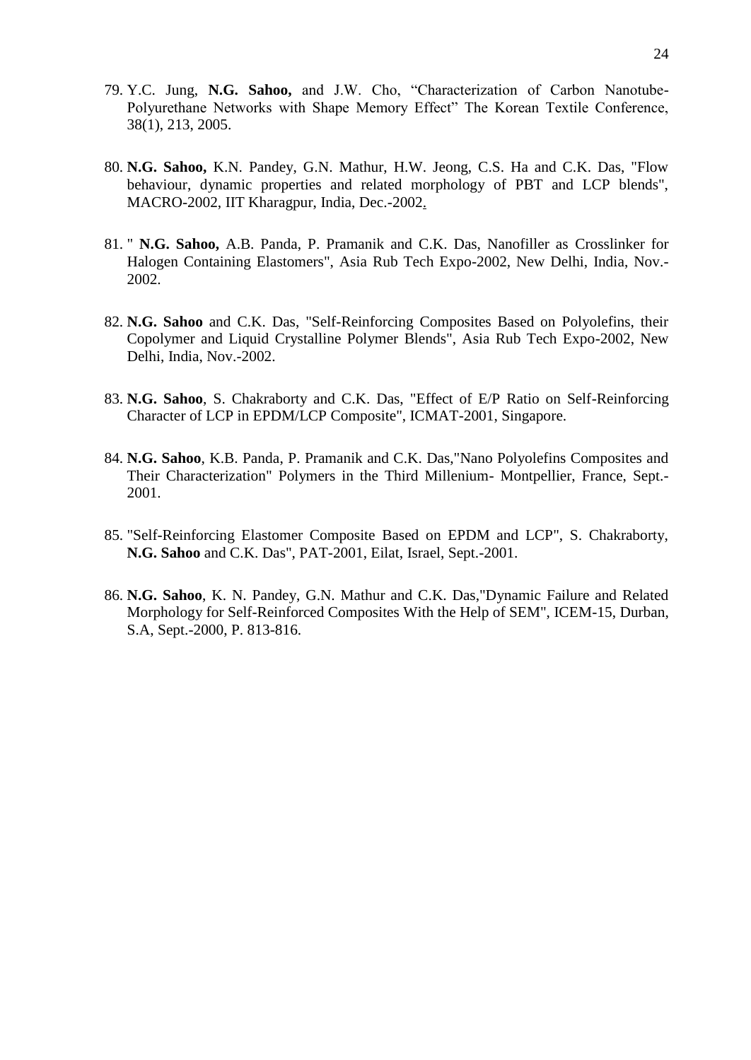79. Y.C. Jung, **N.G. Sahoo,** and J.W. Cho, “Characterization of Carbon Nanotube-Polyurethane Networks with Shape Memory Effect” The Korean Textile Conference, 38(1), 213, 2005.

80. **N.G. Sahoo,** K.N. Pandey, G.N. Mathur, H.W. Jeong, C.S. Ha and C.K. Das, "Flow behaviour, dynamic properties and related morphology of PBT and LCP blends", MACRO-2002, IIT Kharagpur, India, Dec.-2002.

81. " **N.G. Sahoo,** A.B. Panda, P. Pramanik and C.K. Das, Nanofiller as Crosslinker for Halogen Containing Elastomers", Asia Rub Tech Expo-2002, New Delhi, India, Nov.-2002.

82. **N.G. Sahoo** and C.K. Das, "Self-Reinforcing Composites Based on Polyolefins, their Copolymer and Liquid Crystalline Polymer Blends", Asia Rub Tech Expo-2002, New Delhi, India, Nov.-2002.

83. **N.G. Sahoo**, S. Chakraborty and C.K. Das, "Effect of E/P Ratio on Self-Reinforcing Character of LCP in EPDM/LCP Composite", ICMAT-2001, Singapore.

84. **N.G. Sahoo**, K.B. Panda, P. Pramanik and C.K. Das,"Nano Polyolefins Composites and Their Characterization" Polymers in the Third Millenium- Montpellier, France, Sept.-2001.

85. "Self-Reinforcing Elastomer Composite Based on EPDM and LCP", S. Chakraborty, **N.G. Sahoo** and C.K. Das", PAT-2001, Eilat, Israel, Sept.-2001.

86. **N.G. Sahoo**, K. N. Pandey, G.N. Mathur and C.K. Das,"Dynamic Failure and Related Morphology for Self-Reinforced Composites With the Help of SEM", ICEM-15, Durban, S.A, Sept.-2000, P. 813-816.